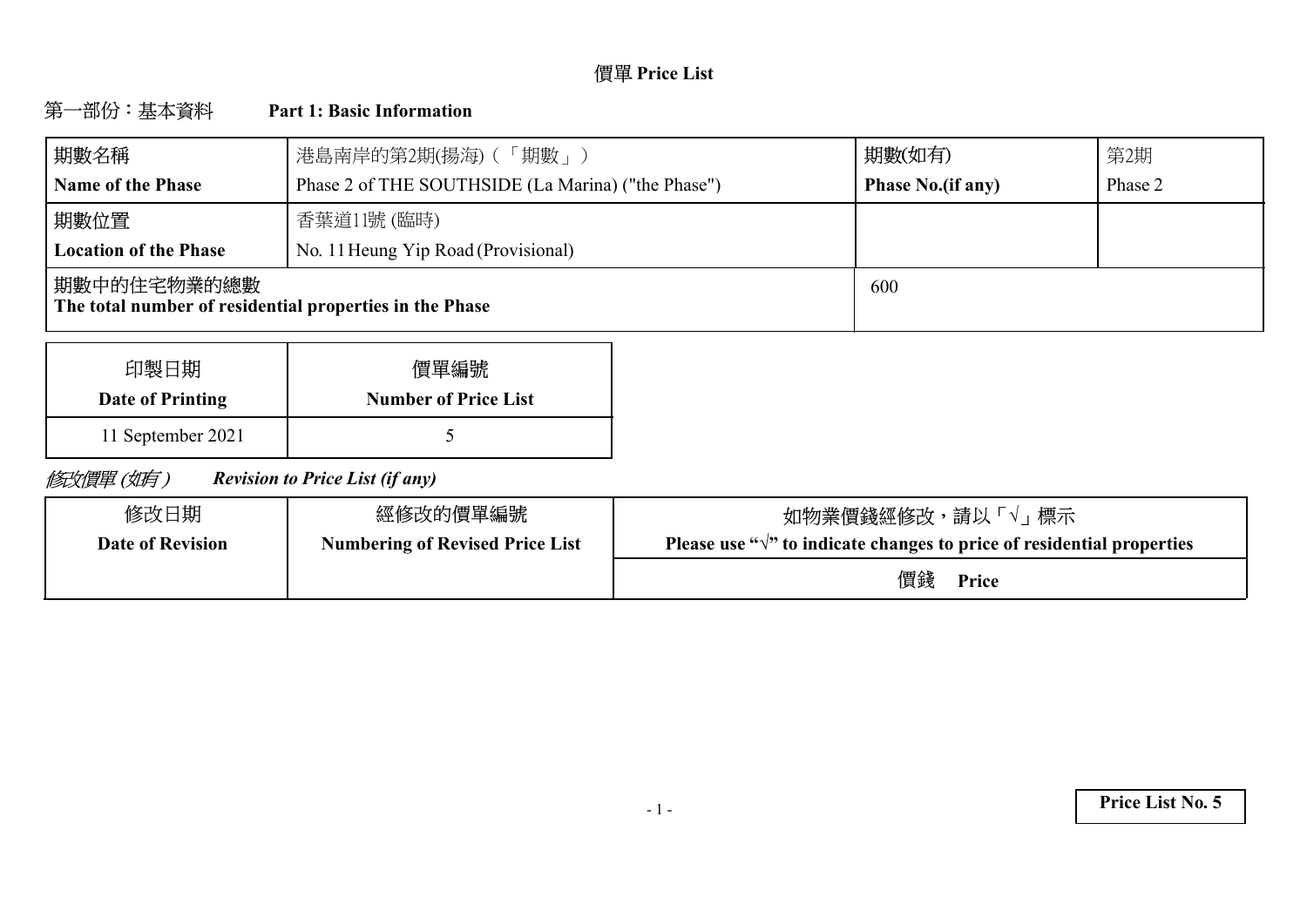# 價單 Price List

## 第一部份：基本資料 Part 1: Basic Information

| 期數名稱 **Name of the Phase** | 港島南岸的第2期(揚海)（「期數」） Phase 2 of THE SOUTHSIDE (La Marina) ("the Phase") | 期數(如有) **Phase No.(if any)** | 第2期 Phase 2 |
|---|---|---|---|
| 期數位置 **Location of the Phase** | 香葉道11號 (臨時) No. 11 Heung Yip Road (Provisional) | | |
| 期數中的住宅物業的總數 **The total number of residential properties in the Phase** | | 600 | |

| 印製日期 **Date of Printing** | 價單編號 **Number of Price List** |
|---|---|
| 11 September 2021 | 5 |

*修改價單 (如有) Revision to Price List (if any)*

| 修改日期 **Date of Revision** | 經修改的價單編號 **Numbering of Revised Price List** | 如物業價錢經修改，請以「√」標示 **Please use "√" to indicate changes to price of residential properties** |
|---|---|---|
| | | 價錢 **Price** |
| | | |

**Price List No. 5**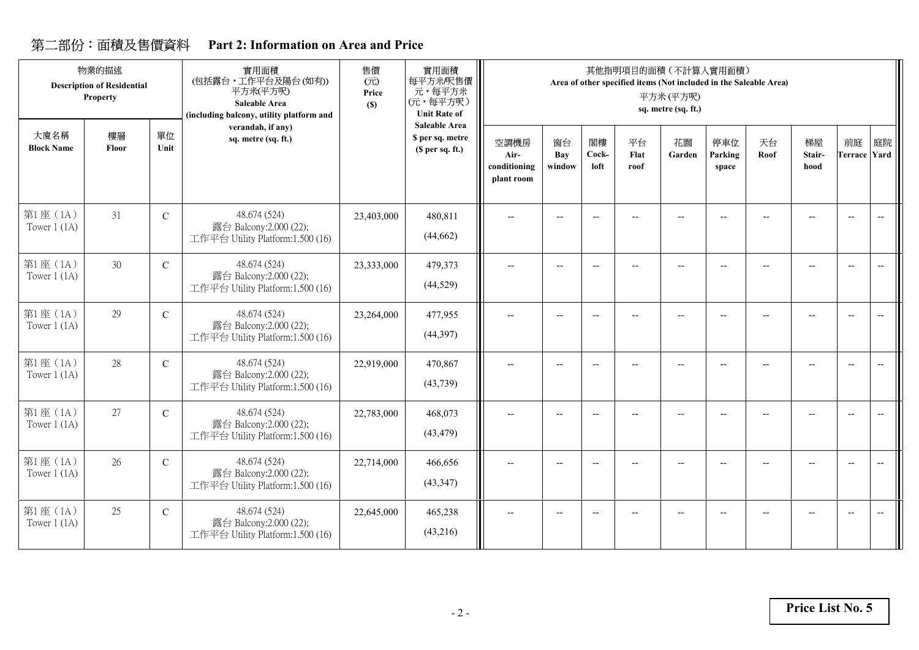## 第二部份：面積及售價資料 Part 2: Information on Area and Price

| 物業的描述 Description of Residential Property | | | 實用面積 (包括露台，工作平台及陽台(如有)) 平方米(平方呎) Saleable Area (including balcony, utility platform and verandah, if any) sq. metre (sq. ft.) | 售價 (元) Price ($) | 實用面積 每平方米/呎售價 元，每平方米 (元，每平方呎) Unit Rate of Saleable Area $ per sq. metre ($ per sq. ft.) | 其他指明項目的面積（不計算入實用面積） Area of other specified items (Not included in the Saleable Area) 平方米 (平方呎) sq. metre (sq. ft.) | | | | | | | | | |
|---|---|---|---|---|---|---|---|---|---|---|---|---|---|---|---|
| 大廈名稱 Block Name | 樓層 Floor | 單位 Unit | | | | 空調機房 Air-conditioning plant room | 窗台 Bay window | 閣樓 Cock-loft | 平台 Flat roof | 花園 Garden | 停車位 Parking space | 天台 Roof | 梯屋 Stair-hood | 前庭 Terrace | 庭院 Yard |
| 第1座（1A） Tower 1 (1A) | 31 | C | 48.674 (524) 露台 Balcony:2.000 (22); 工作平台 Utility Platform:1.500 (16) | 23,403,000 | 480,811 (44,662) | -- | -- | -- | -- | -- | -- | -- | -- | -- | -- |
| 第1座（1A） Tower 1 (1A) | 30 | C | 48.674 (524) 露台 Balcony:2.000 (22); 工作平台 Utility Platform:1.500 (16) | 23,333,000 | 479,373 (44,529) | -- | -- | -- | -- | -- | -- | -- | -- | -- | -- |
| 第1座（1A） Tower 1 (1A) | 29 | C | 48.674 (524) 露台 Balcony:2.000 (22); 工作平台 Utility Platform:1.500 (16) | 23,264,000 | 477,955 (44,397) | -- | -- | -- | -- | -- | -- | -- | -- | -- | -- |
| 第1座（1A） Tower 1 (1A) | 28 | C | 48.674 (524) 露台 Balcony:2.000 (22); 工作平台 Utility Platform:1.500 (16) | 22,919,000 | 470,867 (43,739) | -- | -- | -- | -- | -- | -- | -- | -- | -- | -- |
| 第1座（1A） Tower 1 (1A) | 27 | C | 48.674 (524) 露台 Balcony:2.000 (22); 工作平台 Utility Platform:1.500 (16) | 22,783,000 | 468,073 (43,479) | -- | -- | -- | -- | -- | -- | -- | -- | -- | -- |
| 第1座（1A） Tower 1 (1A) | 26 | C | 48.674 (524) 露台 Balcony:2.000 (22); 工作平台 Utility Platform:1.500 (16) | 22,714,000 | 466,656 (43,347) | -- | -- | -- | -- | -- | -- | -- | -- | -- | -- |
| 第1座（1A） Tower 1 (1A) | 25 | C | 48.674 (524) 露台 Balcony:2.000 (22); 工作平台 Utility Platform:1.500 (16) | 22,645,000 | 465,238 (43,216) | -- | -- | -- | -- | -- | -- | -- | -- | -- | -- |

**Price List No. 5**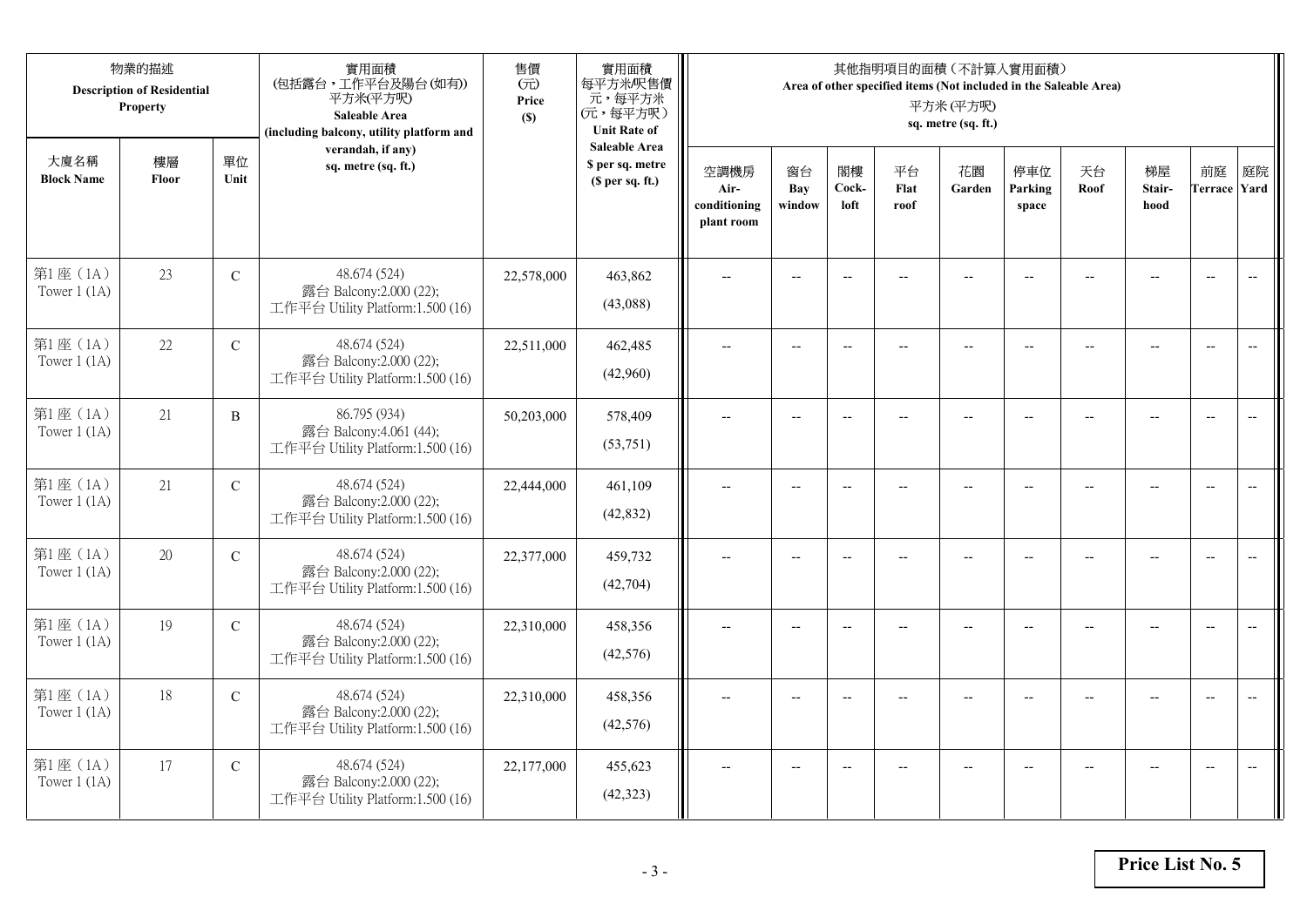| 物業的描述 Description of Residential Property | | | 實用面積 (包括露台，工作平台及陽台(如有)) 平方米(平方呎) Saleable Area (including balcony, utility platform and verandah, if any) sq. metre (sq. ft.) | 售價 (元) Price ($) | 實用面積 每平方米/呎售價 元，每平方米 (元，每平方呎) Unit Rate of Saleable Area $ per sq. metre ($ per sq. ft.) | 其他指明項目的面積（不計算入實用面積） Area of other specified items (Not included in the Saleable Area) 平方米 (平方呎) sq. metre (sq. ft.) | | | | | | | | | |
|---|---|---|---|---|---|---|---|---|---|---|---|---|---|---|---|
| 大廈名稱 Block Name | 樓層 Floor | 單位 Unit | | | | 空調機房 Air-conditioning plant room | 窗台 Bay window | 閣樓 Cock-loft | 平台 Flat roof | 花園 Garden | 停車位 Parking space | 天台 Roof | 梯屋 Stair-hood | 前庭 Terrace | 庭院 Yard |
| 第1座（1A） Tower 1 (1A) | 23 | C | 48.674 (524) 露台 Balcony:2.000 (22); 工作平台 Utility Platform:1.500 (16) | 22,578,000 | 463,862 (43,088) | -- | -- | -- | -- | -- | -- | -- | -- | -- | -- |
| 第1座（1A） Tower 1 (1A) | 22 | C | 48.674 (524) 露台 Balcony:2.000 (22); 工作平台 Utility Platform:1.500 (16) | 22,511,000 | 462,485 (42,960) | -- | -- | -- | -- | -- | -- | -- | -- | -- | -- |
| 第1座（1A） Tower 1 (1A) | 21 | B | 86.795 (934) 露台 Balcony:4.061 (44); 工作平台 Utility Platform:1.500 (16) | 50,203,000 | 578,409 (53,751) | -- | -- | -- | -- | -- | -- | -- | -- | -- | -- |
| 第1座（1A） Tower 1 (1A) | 21 | C | 48.674 (524) 露台 Balcony:2.000 (22); 工作平台 Utility Platform:1.500 (16) | 22,444,000 | 461,109 (42,832) | -- | -- | -- | -- | -- | -- | -- | -- | -- | -- |
| 第1座（1A） Tower 1 (1A) | 20 | C | 48.674 (524) 露台 Balcony:2.000 (22); 工作平台 Utility Platform:1.500 (16) | 22,377,000 | 459,732 (42,704) | -- | -- | -- | -- | -- | -- | -- | -- | -- | -- |
| 第1座（1A） Tower 1 (1A) | 19 | C | 48.674 (524) 露台 Balcony:2.000 (22); 工作平台 Utility Platform:1.500 (16) | 22,310,000 | 458,356 (42,576) | -- | -- | -- | -- | -- | -- | -- | -- | -- | -- |
| 第1座（1A） Tower 1 (1A) | 18 | C | 48.674 (524) 露台 Balcony:2.000 (22); 工作平台 Utility Platform:1.500 (16) | 22,310,000 | 458,356 (42,576) | -- | -- | -- | -- | -- | -- | -- | -- | -- | -- |
| 第1座（1A） Tower 1 (1A) | 17 | C | 48.674 (524) 露台 Balcony:2.000 (22); 工作平台 Utility Platform:1.500 (16) | 22,177,000 | 455,623 (42,323) | -- | -- | -- | -- | -- | -- | -- | -- | -- | -- |

**Price List No. 5**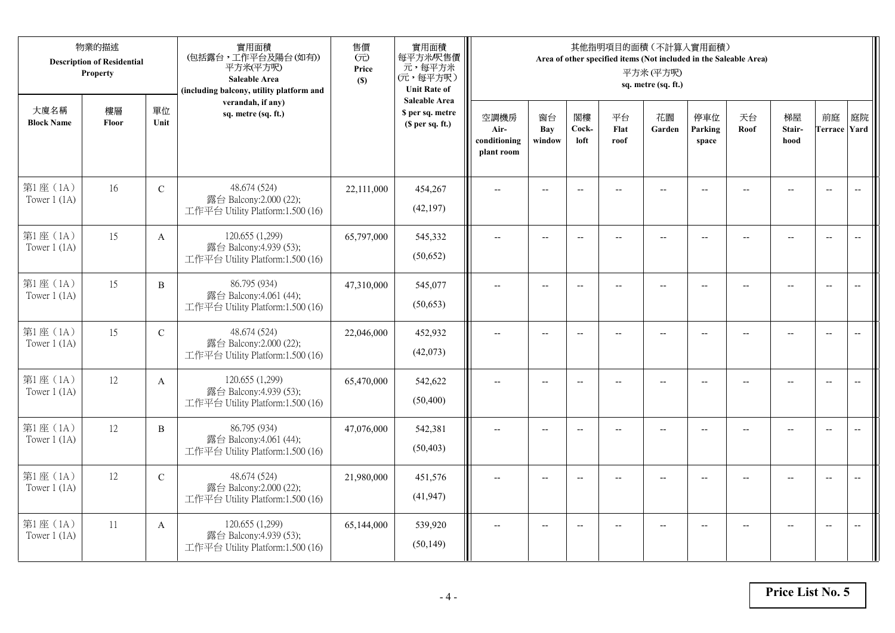| 物業的描述 Description of Residential Property | | | 實用面積 (包括露台，工作平台及陽台(如有)) 平方米(平方呎) Saleable Area (including balcony, utility platform and verandah, if any) sq. metre (sq. ft.) | 售價 (元) Price ($) | 實用面積 每平方米/呎售價 元，每平方米 (元，每平方呎) Unit Rate of Saleable Area $ per sq. metre ($ per sq. ft.) | 其他指明項目的面積（不計算入實用面積） Area of other specified items (Not included in the Saleable Area) 平方米 (平方呎) sq. metre (sq. ft.) | | | | | | | | | |
|---|---|---|---|---|---|---|---|---|---|---|---|---|---|---|---|
| 大廈名稱 Block Name | 樓層 Floor | 單位 Unit | | | | 空調機房 Air-conditioning plant room | 窗台 Bay window | 閣樓 Cock-loft | 平台 Flat roof | 花園 Garden | 停車位 Parking space | 天台 Roof | 梯屋 Stair-hood | 前庭 Terrace | 庭院 Yard |
| 第1座（1A） Tower 1 (1A) | 16 | C | 48.674 (524) 露台 Balcony:2.000 (22); 工作平台 Utility Platform:1.500 (16) | 22,111,000 | 454,267 (42,197) | -- | -- | -- | -- | -- | -- | -- | -- | -- | -- |
| 第1座（1A） Tower 1 (1A) | 15 | A | 120.655 (1,299) 露台 Balcony:4.939 (53); 工作平台 Utility Platform:1.500 (16) | 65,797,000 | 545,332 (50,652) | -- | -- | -- | -- | -- | -- | -- | -- | -- | -- |
| 第1座（1A） Tower 1 (1A) | 15 | B | 86.795 (934) 露台 Balcony:4.061 (44); 工作平台 Utility Platform:1.500 (16) | 47,310,000 | 545,077 (50,653) | -- | -- | -- | -- | -- | -- | -- | -- | -- | -- |
| 第1座（1A） Tower 1 (1A) | 15 | C | 48.674 (524) 露台 Balcony:2.000 (22); 工作平台 Utility Platform:1.500 (16) | 22,046,000 | 452,932 (42,073) | -- | -- | -- | -- | -- | -- | -- | -- | -- | -- |
| 第1座（1A） Tower 1 (1A) | 12 | A | 120.655 (1,299) 露台 Balcony:4.939 (53); 工作平台 Utility Platform:1.500 (16) | 65,470,000 | 542,622 (50,400) | -- | -- | -- | -- | -- | -- | -- | -- | -- | -- |
| 第1座（1A） Tower 1 (1A) | 12 | B | 86.795 (934) 露台 Balcony:4.061 (44); 工作平台 Utility Platform:1.500 (16) | 47,076,000 | 542,381 (50,403) | -- | -- | -- | -- | -- | -- | -- | -- | -- | -- |
| 第1座（1A） Tower 1 (1A) | 12 | C | 48.674 (524) 露台 Balcony:2.000 (22); 工作平台 Utility Platform:1.500 (16) | 21,980,000 | 451,576 (41,947) | -- | -- | -- | -- | -- | -- | -- | -- | -- | -- |
| 第1座（1A） Tower 1 (1A) | 11 | A | 120.655 (1,299) 露台 Balcony:4.939 (53); 工作平台 Utility Platform:1.500 (16) | 65,144,000 | 539,920 (50,149) | -- | -- | -- | -- | -- | -- | -- | -- | -- | -- |

**Price List No. 5**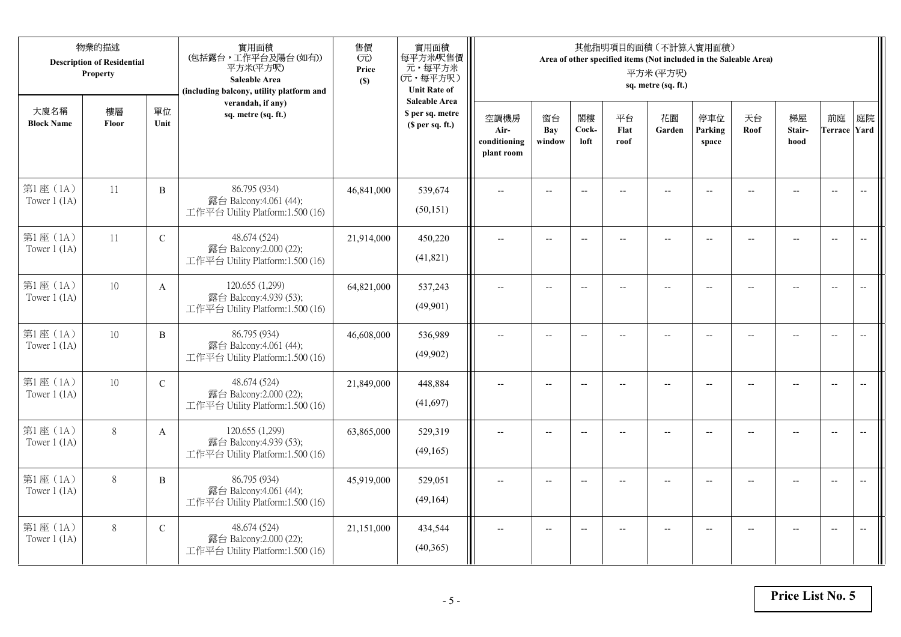| 物業的描述 Description of Residential Property | | | 實用面積 (包括露台，工作平台及陽台(如有)) 平方米(平方呎) Saleable Area (including balcony, utility platform and verandah, if any) sq. metre (sq. ft.) | 售價 (元) Price ($) | 實用面積 每平方米/呎售價 元，每平方米 (元，每平方呎) Unit Rate of Saleable Area $ per sq. metre ($ per sq. ft.) | 其他指明項目的面積（不計算入實用面積） Area of other specified items (Not included in the Saleable Area) 平方米 (平方呎) sq. metre (sq. ft.) | | | | | | | | | |
|---|---|---|---|---|---|---|---|---|---|---|---|---|---|---|---|
| 大廈名稱 Block Name | 樓層 Floor | 單位 Unit | | | | 空調機房 Air-conditioning plant room | 窗台 Bay window | 閣樓 Cock-loft | 平台 Flat roof | 花園 Garden | 停車位 Parking space | 天台 Roof | 梯屋 Stair-hood | 前庭 Terrace | 庭院 Yard |
| 第1座（1A） Tower 1 (1A) | 11 | B | 86.795 (934) 露台 Balcony:4.061 (44); 工作平台 Utility Platform:1.500 (16) | 46,841,000 | 539,674 (50,151) | -- | -- | -- | -- | -- | -- | -- | -- | -- | -- |
| 第1座（1A） Tower 1 (1A) | 11 | C | 48.674 (524) 露台 Balcony:2.000 (22); 工作平台 Utility Platform:1.500 (16) | 21,914,000 | 450,220 (41,821) | -- | -- | -- | -- | -- | -- | -- | -- | -- | -- |
| 第1座（1A） Tower 1 (1A) | 10 | A | 120.655 (1,299) 露台 Balcony:4.939 (53); 工作平台 Utility Platform:1.500 (16) | 64,821,000 | 537,243 (49,901) | -- | -- | -- | -- | -- | -- | -- | -- | -- | -- |
| 第1座（1A） Tower 1 (1A) | 10 | B | 86.795 (934) 露台 Balcony:4.061 (44); 工作平台 Utility Platform:1.500 (16) | 46,608,000 | 536,989 (49,902) | -- | -- | -- | -- | -- | -- | -- | -- | -- | -- |
| 第1座（1A） Tower 1 (1A) | 10 | C | 48.674 (524) 露台 Balcony:2.000 (22); 工作平台 Utility Platform:1.500 (16) | 21,849,000 | 448,884 (41,697) | -- | -- | -- | -- | -- | -- | -- | -- | -- | -- |
| 第1座（1A） Tower 1 (1A) | 8 | A | 120.655 (1,299) 露台 Balcony:4.939 (53); 工作平台 Utility Platform:1.500 (16) | 63,865,000 | 529,319 (49,165) | -- | -- | -- | -- | -- | -- | -- | -- | -- | -- |
| 第1座（1A） Tower 1 (1A) | 8 | B | 86.795 (934) 露台 Balcony:4.061 (44); 工作平台 Utility Platform:1.500 (16) | 45,919,000 | 529,051 (49,164) | -- | -- | -- | -- | -- | -- | -- | -- | -- | -- |
| 第1座（1A） Tower 1 (1A) | 8 | C | 48.674 (524) 露台 Balcony:2.000 (22); 工作平台 Utility Platform:1.500 (16) | 21,151,000 | 434,544 (40,365) | -- | -- | -- | -- | -- | -- | -- | -- | -- | -- |

**Price List No. 5**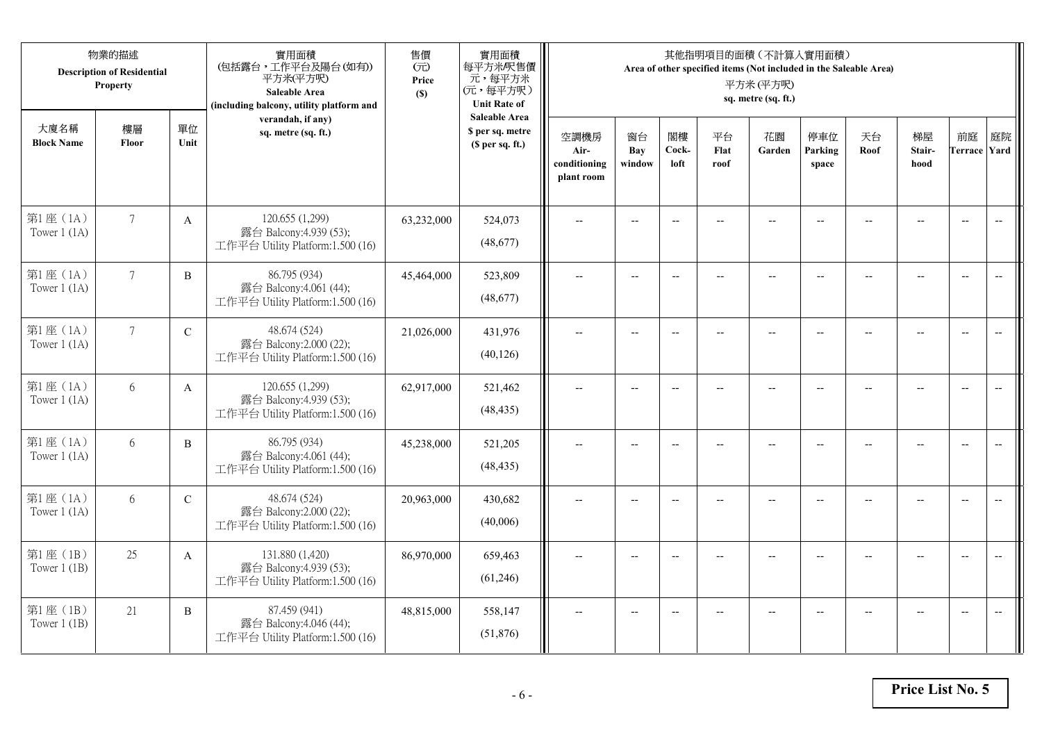| 物業的描述 Description of Residential Property | | | 實用面積 (包括露台，工作平台及陽台(如有)) 平方米(平方呎) Saleable Area (including balcony, utility platform and verandah, if any) sq. metre (sq. ft.) | 售價 (元) Price ($) | 實用面積 每平方米/呎售價 元，每平方米 (元，每平方呎) Unit Rate of Saleable Area $ per sq. metre ($ per sq. ft.) | 其他指明項目的面積（不計算入實用面積） Area of other specified items (Not included in the Saleable Area) 平方米 (平方呎) sq. metre (sq. ft.) | | | | | | | | | |
|---|---|---|---|---|---|---|---|---|---|---|---|---|---|---|---|
| 大廈名稱 Block Name | 樓層 Floor | 單位 Unit | | | | 空調機房 Air-conditioning plant room | 窗台 Bay window | 閣樓 Cock-loft | 平台 Flat roof | 花園 Garden | 停車位 Parking space | 天台 Roof | 梯屋 Stair-hood | 前庭 Terrace | 庭院 Yard |
| 第1座（1A） Tower 1 (1A) | 7 | A | 120.655 (1,299) 露台 Balcony:4.939 (53); 工作平台 Utility Platform:1.500 (16) | 63,232,000 | 524,073 (48,677) | -- | -- | -- | -- | -- | -- | -- | -- | -- | -- |
| 第1座（1A） Tower 1 (1A) | 7 | B | 86.795 (934) 露台 Balcony:4.061 (44); 工作平台 Utility Platform:1.500 (16) | 45,464,000 | 523,809 (48,677) | -- | -- | -- | -- | -- | -- | -- | -- | -- | -- |
| 第1座（1A） Tower 1 (1A) | 7 | C | 48.674 (524) 露台 Balcony:2.000 (22); 工作平台 Utility Platform:1.500 (16) | 21,026,000 | 431,976 (40,126) | -- | -- | -- | -- | -- | -- | -- | -- | -- | -- |
| 第1座（1A） Tower 1 (1A) | 6 | A | 120.655 (1,299) 露台 Balcony:4.939 (53); 工作平台 Utility Platform:1.500 (16) | 62,917,000 | 521,462 (48,435) | -- | -- | -- | -- | -- | -- | -- | -- | -- | -- |
| 第1座（1A） Tower 1 (1A) | 6 | B | 86.795 (934) 露台 Balcony:4.061 (44); 工作平台 Utility Platform:1.500 (16) | 45,238,000 | 521,205 (48,435) | -- | -- | -- | -- | -- | -- | -- | -- | -- | -- |
| 第1座（1A） Tower 1 (1A) | 6 | C | 48.674 (524) 露台 Balcony:2.000 (22); 工作平台 Utility Platform:1.500 (16) | 20,963,000 | 430,682 (40,006) | -- | -- | -- | -- | -- | -- | -- | -- | -- | -- |
| 第1座（1B） Tower 1 (1B) | 25 | A | 131.880 (1,420) 露台 Balcony:4.939 (53); 工作平台 Utility Platform:1.500 (16) | 86,970,000 | 659,463 (61,246) | -- | -- | -- | -- | -- | -- | -- | -- | -- | -- |
| 第1座（1B） Tower 1 (1B) | 21 | B | 87.459 (941) 露台 Balcony:4.046 (44); 工作平台 Utility Platform:1.500 (16) | 48,815,000 | 558,147 (51,876) | -- | -- | -- | -- | -- | -- | -- | -- | -- | -- |

**Price List No. 5**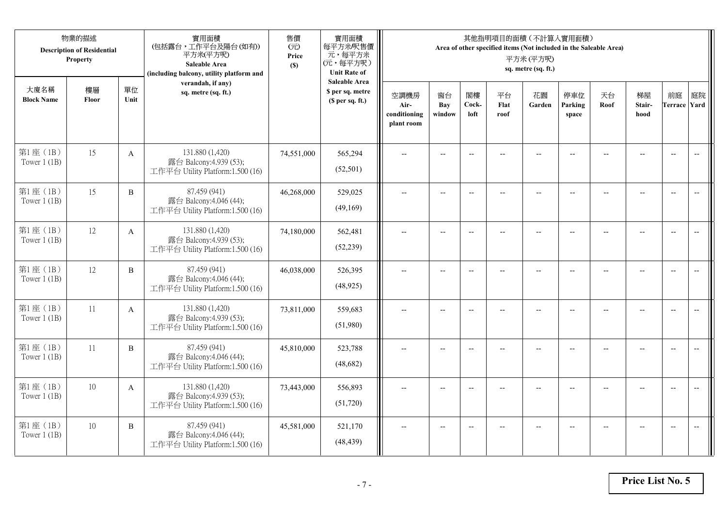| 物業的描述 Description of Residential Property | | | 實用面積 (包括露台，工作平台及陽台(如有)) 平方米(平方呎) Saleable Area (including balcony, utility platform and verandah, if any) sq. metre (sq. ft.) | 售價 (元) Price ($) | 實用面積 每平方米/呎售價 元，每平方米 (元，每平方呎) Unit Rate of Saleable Area $ per sq. metre ($ per sq. ft.) | 其他指明項目的面積（不計算入實用面積） Area of other specified items (Not included in the Saleable Area) 平方米 (平方呎) sq. metre (sq. ft.) | | | | | | | | | |
|---|---|---|---|---|---|---|---|---|---|---|---|---|---|---|---|
| 大廈名稱 Block Name | 樓層 Floor | 單位 Unit | | | | 空調機房 Air-conditioning plant room | 窗台 Bay window | 閣樓 Cock-loft | 平台 Flat roof | 花園 Garden | 停車位 Parking space | 天台 Roof | 梯屋 Stair-hood | 前庭 Terrace | 庭院 Yard |
| 第1座（1B） Tower 1 (1B) | 15 | A | 131.880 (1,420) 露台 Balcony:4.939 (53); 工作平台 Utility Platform:1.500 (16) | 74,551,000 | 565,294 (52,501) | -- | -- | -- | -- | -- | -- | -- | -- | -- | -- |
| 第1座（1B） Tower 1 (1B) | 15 | B | 87.459 (941) 露台 Balcony:4.046 (44); 工作平台 Utility Platform:1.500 (16) | 46,268,000 | 529,025 (49,169) | -- | -- | -- | -- | -- | -- | -- | -- | -- | -- |
| 第1座（1B） Tower 1 (1B) | 12 | A | 131.880 (1,420) 露台 Balcony:4.939 (53); 工作平台 Utility Platform:1.500 (16) | 74,180,000 | 562,481 (52,239) | -- | -- | -- | -- | -- | -- | -- | -- | -- | -- |
| 第1座（1B） Tower 1 (1B) | 12 | B | 87.459 (941) 露台 Balcony:4.046 (44); 工作平台 Utility Platform:1.500 (16) | 46,038,000 | 526,395 (48,925) | -- | -- | -- | -- | -- | -- | -- | -- | -- | -- |
| 第1座（1B） Tower 1 (1B) | 11 | A | 131.880 (1,420) 露台 Balcony:4.939 (53); 工作平台 Utility Platform:1.500 (16) | 73,811,000 | 559,683 (51,980) | -- | -- | -- | -- | -- | -- | -- | -- | -- | -- |
| 第1座（1B） Tower 1 (1B) | 11 | B | 87.459 (941) 露台 Balcony:4.046 (44); 工作平台 Utility Platform:1.500 (16) | 45,810,000 | 523,788 (48,682) | -- | -- | -- | -- | -- | -- | -- | -- | -- | -- |
| 第1座（1B） Tower 1 (1B) | 10 | A | 131.880 (1,420) 露台 Balcony:4.939 (53); 工作平台 Utility Platform:1.500 (16) | 73,443,000 | 556,893 (51,720) | -- | -- | -- | -- | -- | -- | -- | -- | -- | -- |
| 第1座（1B） Tower 1 (1B) | 10 | B | 87.459 (941) 露台 Balcony:4.046 (44); 工作平台 Utility Platform:1.500 (16) | 45,581,000 | 521,170 (48,439) | -- | -- | -- | -- | -- | -- | -- | -- | -- | -- |

**Price List No. 5**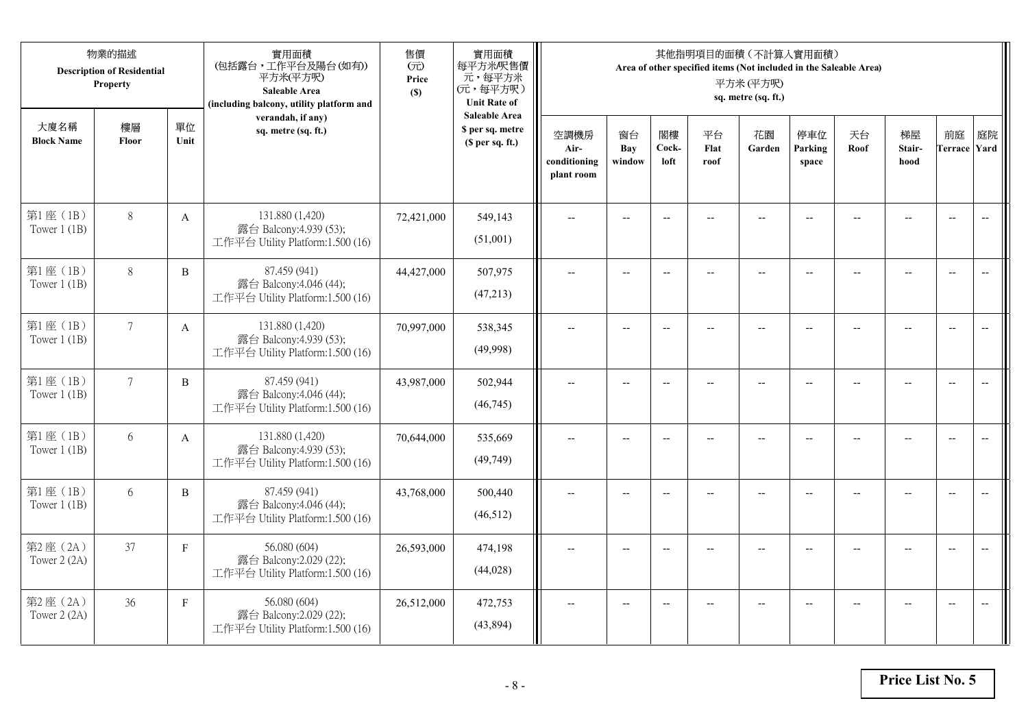| 物業的描述 Description of Residential Property | | | 實用面積 (包括露台，工作平台及陽台(如有)) 平方米(平方呎) Saleable Area (including balcony, utility platform and verandah, if any) sq. metre (sq. ft.) | 售價 (元) Price ($) | 實用面積 每平方米/呎售價 元，每平方米 (元，每平方呎) Unit Rate of Saleable Area $ per sq. metre ($ per sq. ft.) | 其他指明項目的面積（不計算入實用面積） Area of other specified items (Not included in the Saleable Area) 平方米 (平方呎) sq. metre (sq. ft.) | | | | | | | | | |
|---|---|---|---|---|---|---|---|---|---|---|---|---|---|---|---|
| 大廈名稱 Block Name | 樓層 Floor | 單位 Unit | | | | 空調機房 Air-conditioning plant room | 窗台 Bay window | 閣樓 Cock-loft | 平台 Flat roof | 花園 Garden | 停車位 Parking space | 天台 Roof | 梯屋 Stair-hood | 前庭 Terrace | 庭院 Yard |
| 第1座（1B） Tower 1 (1B) | 8 | A | 131.880 (1,420) 露台 Balcony:4.939 (53); 工作平台 Utility Platform:1.500 (16) | 72,421,000 | 549,143 (51,001) | -- | -- | -- | -- | -- | -- | -- | -- | -- | -- |
| 第1座（1B） Tower 1 (1B) | 8 | B | 87.459 (941) 露台 Balcony:4.046 (44); 工作平台 Utility Platform:1.500 (16) | 44,427,000 | 507,975 (47,213) | -- | -- | -- | -- | -- | -- | -- | -- | -- | -- |
| 第1座（1B） Tower 1 (1B) | 7 | A | 131.880 (1,420) 露台 Balcony:4.939 (53); 工作平台 Utility Platform:1.500 (16) | 70,997,000 | 538,345 (49,998) | -- | -- | -- | -- | -- | -- | -- | -- | -- | -- |
| 第1座（1B） Tower 1 (1B) | 7 | B | 87.459 (941) 露台 Balcony:4.046 (44); 工作平台 Utility Platform:1.500 (16) | 43,987,000 | 502,944 (46,745) | -- | -- | -- | -- | -- | -- | -- | -- | -- | -- |
| 第1座（1B） Tower 1 (1B) | 6 | A | 131.880 (1,420) 露台 Balcony:4.939 (53); 工作平台 Utility Platform:1.500 (16) | 70,644,000 | 535,669 (49,749) | -- | -- | -- | -- | -- | -- | -- | -- | -- | -- |
| 第1座（1B） Tower 1 (1B) | 6 | B | 87.459 (941) 露台 Balcony:4.046 (44); 工作平台 Utility Platform:1.500 (16) | 43,768,000 | 500,440 (46,512) | -- | -- | -- | -- | -- | -- | -- | -- | -- | -- |
| 第2座（2A） Tower 2 (2A) | 37 | F | 56.080 (604) 露台 Balcony:2.029 (22); 工作平台 Utility Platform:1.500 (16) | 26,593,000 | 474,198 (44,028) | -- | -- | -- | -- | -- | -- | -- | -- | -- | -- |
| 第2座（2A） Tower 2 (2A) | 36 | F | 56.080 (604) 露台 Balcony:2.029 (22); 工作平台 Utility Platform:1.500 (16) | 26,512,000 | 472,753 (43,894) | -- | -- | -- | -- | -- | -- | -- | -- | -- | -- |

**Price List No. 5**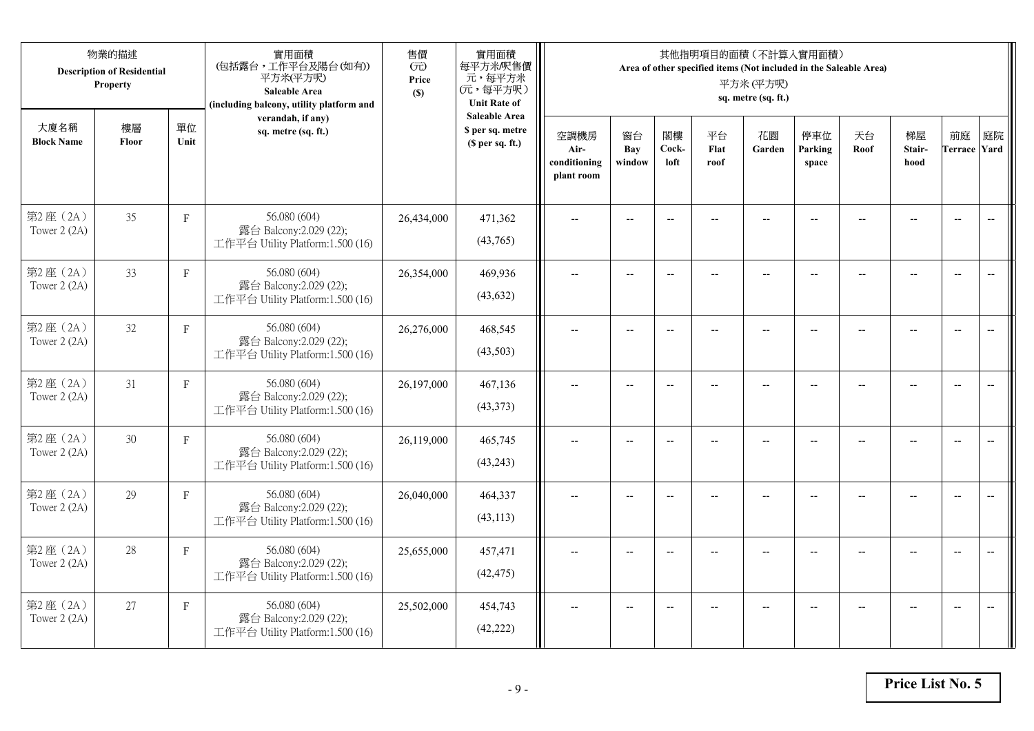| 物業的描述 Description of Residential Property | | | 實用面積 (包括露台，工作平台及陽台(如有)) 平方米(平方呎) Saleable Area (including balcony, utility platform and verandah, if any) sq. metre (sq. ft.) | 售價 (元) Price ($) | 實用面積 每平方米/呎售價 元，每平方米 (元，每平方呎) Unit Rate of Saleable Area $ per sq. metre ($ per sq. ft.) | 其他指明項目的面積（不計算入實用面積） Area of other specified items (Not included in the Saleable Area) 平方米 (平方呎) sq. metre (sq. ft.) | | | | | | | | | |
|---|---|---|---|---|---|---|---|---|---|---|---|---|---|---|---|
| 大廈名稱 Block Name | 樓層 Floor | 單位 Unit | | | | 空調機房 Air-conditioning plant room | 窗台 Bay window | 閣樓 Cock-loft | 平台 Flat roof | 花園 Garden | 停車位 Parking space | 天台 Roof | 梯屋 Stair-hood | 前庭 Terrace | 庭院 Yard |
| 第2座（2A） Tower 2 (2A) | 35 | F | 56.080 (604) 露台 Balcony:2.029 (22); 工作平台 Utility Platform:1.500 (16) | 26,434,000 | 471,362 (43,765) | -- | -- | -- | -- | -- | -- | -- | -- | -- | -- |
| 第2座（2A） Tower 2 (2A) | 33 | F | 56.080 (604) 露台 Balcony:2.029 (22); 工作平台 Utility Platform:1.500 (16) | 26,354,000 | 469,936 (43,632) | -- | -- | -- | -- | -- | -- | -- | -- | -- | -- |
| 第2座（2A） Tower 2 (2A) | 32 | F | 56.080 (604) 露台 Balcony:2.029 (22); 工作平台 Utility Platform:1.500 (16) | 26,276,000 | 468,545 (43,503) | -- | -- | -- | -- | -- | -- | -- | -- | -- | -- |
| 第2座（2A） Tower 2 (2A) | 31 | F | 56.080 (604) 露台 Balcony:2.029 (22); 工作平台 Utility Platform:1.500 (16) | 26,197,000 | 467,136 (43,373) | -- | -- | -- | -- | -- | -- | -- | -- | -- | -- |
| 第2座（2A） Tower 2 (2A) | 30 | F | 56.080 (604) 露台 Balcony:2.029 (22); 工作平台 Utility Platform:1.500 (16) | 26,119,000 | 465,745 (43,243) | -- | -- | -- | -- | -- | -- | -- | -- | -- | -- |
| 第2座（2A） Tower 2 (2A) | 29 | F | 56.080 (604) 露台 Balcony:2.029 (22); 工作平台 Utility Platform:1.500 (16) | 26,040,000 | 464,337 (43,113) | -- | -- | -- | -- | -- | -- | -- | -- | -- | -- |
| 第2座（2A） Tower 2 (2A) | 28 | F | 56.080 (604) 露台 Balcony:2.029 (22); 工作平台 Utility Platform:1.500 (16) | 25,655,000 | 457,471 (42,475) | -- | -- | -- | -- | -- | -- | -- | -- | -- | -- |
| 第2座（2A） Tower 2 (2A) | 27 | F | 56.080 (604) 露台 Balcony:2.029 (22); 工作平台 Utility Platform:1.500 (16) | 25,502,000 | 454,743 (42,222) | -- | -- | -- | -- | -- | -- | -- | -- | -- | -- |

**Price List No. 5**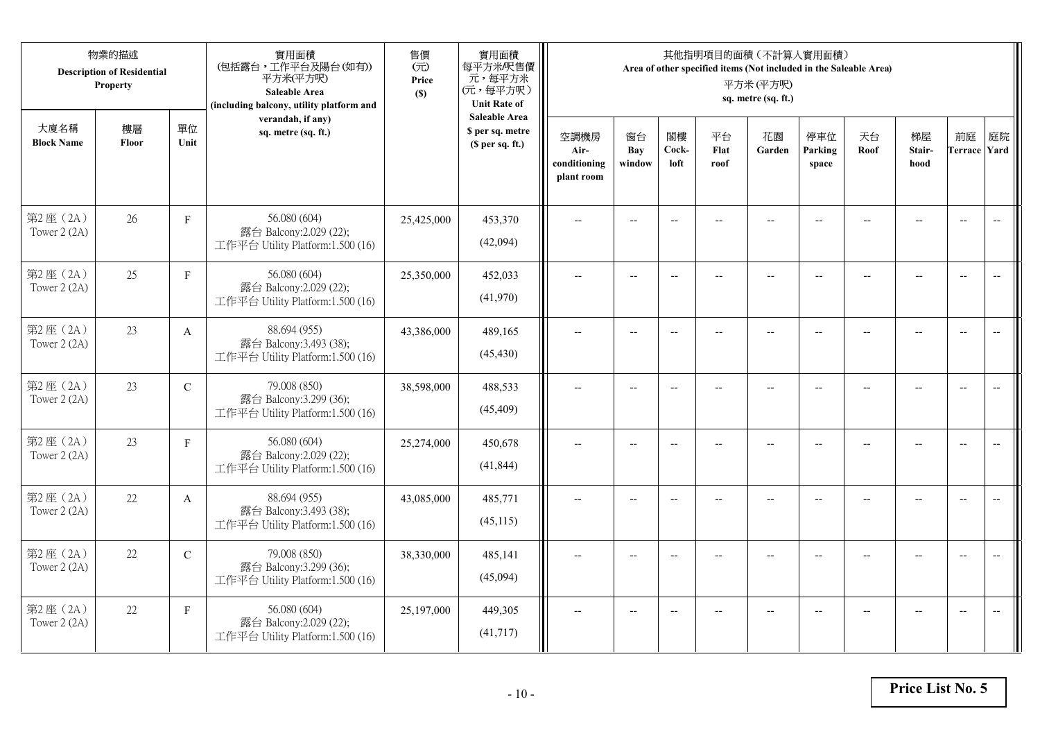| 物業的描述 Description of Residential Property | | | 實用面積 (包括露台，工作平台及陽台(如有)) 平方米(平方呎) Saleable Area (including balcony, utility platform and verandah, if any) sq. metre (sq. ft.) | 售價 (元) Price ($) | 實用面積 每平方米/呎售價 元，每平方米 (元，每平方呎) Unit Rate of Saleable Area $ per sq. metre ($ per sq. ft.) | 其他指明項目的面積（不計算入實用面積） Area of other specified items (Not included in the Saleable Area) 平方米 (平方呎) sq. metre (sq. ft.) | | | | | | | | | |
|---|---|---|---|---|---|---|---|---|---|---|---|---|---|---|---|
| 大廈名稱 Block Name | 樓層 Floor | 單位 Unit | | | | 空調機房 Air-conditioning plant room | 窗台 Bay window | 閣樓 Cock-loft | 平台 Flat roof | 花園 Garden | 停車位 Parking space | 天台 Roof | 梯屋 Stair-hood | 前庭 Terrace | 庭院 Yard |
| 第2座（2A） Tower 2 (2A) | 26 | F | 56.080 (604) 露台 Balcony:2.029 (22); 工作平台 Utility Platform:1.500 (16) | 25,425,000 | 453,370 (42,094) | -- | -- | -- | -- | -- | -- | -- | -- | -- | -- |
| 第2座（2A） Tower 2 (2A) | 25 | F | 56.080 (604) 露台 Balcony:2.029 (22); 工作平台 Utility Platform:1.500 (16) | 25,350,000 | 452,033 (41,970) | -- | -- | -- | -- | -- | -- | -- | -- | -- | -- |
| 第2座（2A） Tower 2 (2A) | 23 | A | 88.694 (955) 露台 Balcony:3.493 (38); 工作平台 Utility Platform:1.500 (16) | 43,386,000 | 489,165 (45,430) | -- | -- | -- | -- | -- | -- | -- | -- | -- | -- |
| 第2座（2A） Tower 2 (2A) | 23 | C | 79.008 (850) 露台 Balcony:3.299 (36); 工作平台 Utility Platform:1.500 (16) | 38,598,000 | 488,533 (45,409) | -- | -- | -- | -- | -- | -- | -- | -- | -- | -- |
| 第2座（2A） Tower 2 (2A) | 23 | F | 56.080 (604) 露台 Balcony:2.029 (22); 工作平台 Utility Platform:1.500 (16) | 25,274,000 | 450,678 (41,844) | -- | -- | -- | -- | -- | -- | -- | -- | -- | -- |
| 第2座（2A） Tower 2 (2A) | 22 | A | 88.694 (955) 露台 Balcony:3.493 (38); 工作平台 Utility Platform:1.500 (16) | 43,085,000 | 485,771 (45,115) | -- | -- | -- | -- | -- | -- | -- | -- | -- | -- |
| 第2座（2A） Tower 2 (2A) | 22 | C | 79.008 (850) 露台 Balcony:3.299 (36); 工作平台 Utility Platform:1.500 (16) | 38,330,000 | 485,141 (45,094) | -- | -- | -- | -- | -- | -- | -- | -- | -- | -- |
| 第2座（2A） Tower 2 (2A) | 22 | F | 56.080 (604) 露台 Balcony:2.029 (22); 工作平台 Utility Platform:1.500 (16) | 25,197,000 | 449,305 (41,717) | -- | -- | -- | -- | -- | -- | -- | -- | -- | -- |

**Price List No. 5**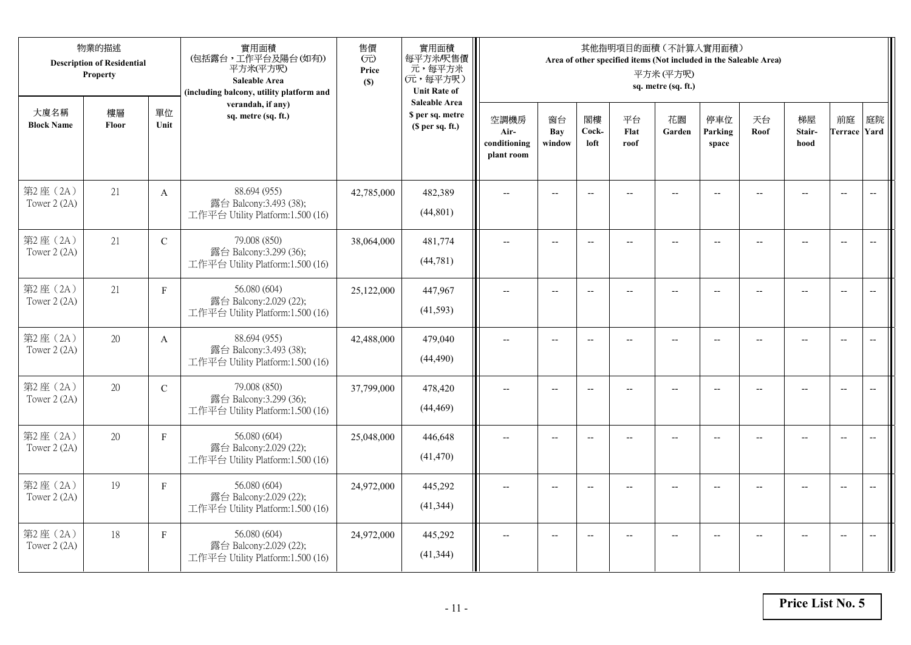| 物業的描述 Description of Residential Property | | | 實用面積 (包括露台，工作平台及陽台(如有)) 平方米(平方呎) Saleable Area (including balcony, utility platform and verandah, if any) sq. metre (sq. ft.) | 售價 (元) Price ($) | 實用面積 每平方米/呎售價 元，每平方米 (元，每平方呎) Unit Rate of Saleable Area $ per sq. metre ($ per sq. ft.) | 其他指明項目的面積（不計算入實用面積） Area of other specified items (Not included in the Saleable Area) 平方米 (平方呎) sq. metre (sq. ft.) | | | | | | | | | |
|---|---|---|---|---|---|---|---|---|---|---|---|---|---|---|---|
| 大廈名稱 Block Name | 樓層 Floor | 單位 Unit | | | | 空調機房 Air-conditioning plant room | 窗台 Bay window | 閣樓 Cock-loft | 平台 Flat roof | 花園 Garden | 停車位 Parking space | 天台 Roof | 梯屋 Stair-hood | 前庭 Terrace | 庭院 Yard |
| 第2座（2A） Tower 2 (2A) | 21 | A | 88.694 (955) 露台 Balcony:3.493 (38); 工作平台 Utility Platform:1.500 (16) | 42,785,000 | 482,389 (44,801) | -- | -- | -- | -- | -- | -- | -- | -- | -- | -- |
| 第2座（2A） Tower 2 (2A) | 21 | C | 79.008 (850) 露台 Balcony:3.299 (36); 工作平台 Utility Platform:1.500 (16) | 38,064,000 | 481,774 (44,781) | -- | -- | -- | -- | -- | -- | -- | -- | -- | -- |
| 第2座（2A） Tower 2 (2A) | 21 | F | 56.080 (604) 露台 Balcony:2.029 (22); 工作平台 Utility Platform:1.500 (16) | 25,122,000 | 447,967 (41,593) | -- | -- | -- | -- | -- | -- | -- | -- | -- | -- |
| 第2座（2A） Tower 2 (2A) | 20 | A | 88.694 (955) 露台 Balcony:3.493 (38); 工作平台 Utility Platform:1.500 (16) | 42,488,000 | 479,040 (44,490) | -- | -- | -- | -- | -- | -- | -- | -- | -- | -- |
| 第2座（2A） Tower 2 (2A) | 20 | C | 79.008 (850) 露台 Balcony:3.299 (36); 工作平台 Utility Platform:1.500 (16) | 37,799,000 | 478,420 (44,469) | -- | -- | -- | -- | -- | -- | -- | -- | -- | -- |
| 第2座（2A） Tower 2 (2A) | 20 | F | 56.080 (604) 露台 Balcony:2.029 (22); 工作平台 Utility Platform:1.500 (16) | 25,048,000 | 446,648 (41,470) | -- | -- | -- | -- | -- | -- | -- | -- | -- | -- |
| 第2座（2A） Tower 2 (2A) | 19 | F | 56.080 (604) 露台 Balcony:2.029 (22); 工作平台 Utility Platform:1.500 (16) | 24,972,000 | 445,292 (41,344) | -- | -- | -- | -- | -- | -- | -- | -- | -- | -- |
| 第2座（2A） Tower 2 (2A) | 18 | F | 56.080 (604) 露台 Balcony:2.029 (22); 工作平台 Utility Platform:1.500 (16) | 24,972,000 | 445,292 (41,344) | -- | -- | -- | -- | -- | -- | -- | -- | -- | -- |

**Price List No. 5**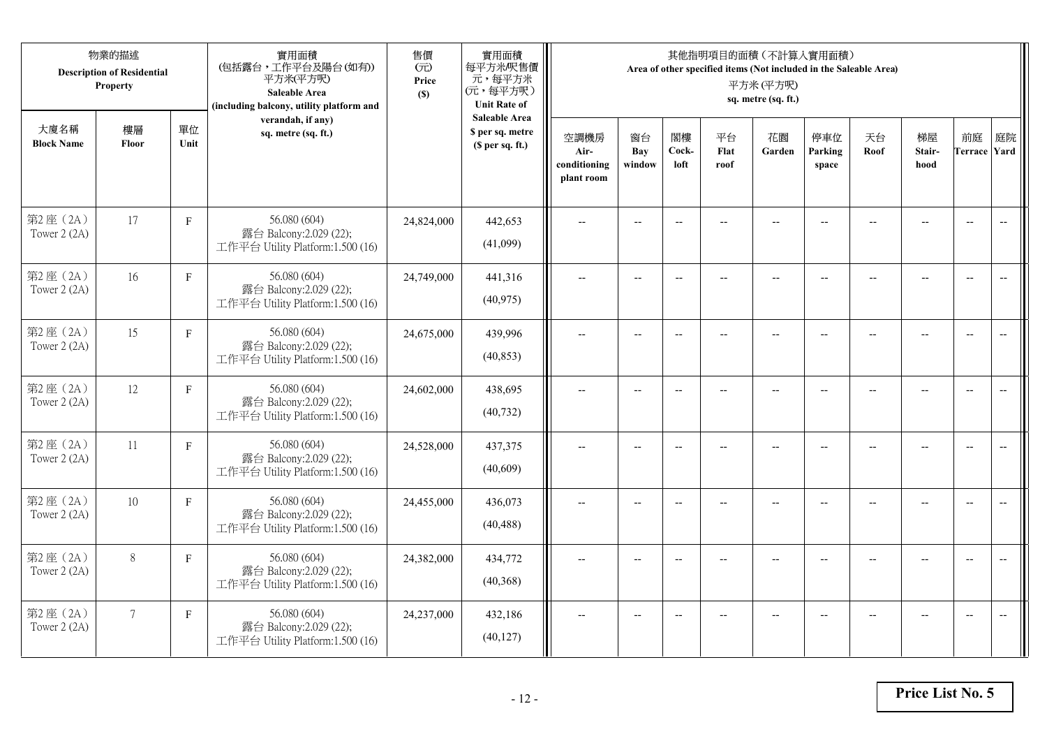| 物業的描述 Description of Residential Property | | | 實用面積 (包括露台，工作平台及陽台(如有)) 平方米(平方呎) Saleable Area (including balcony, utility platform and verandah, if any) sq. metre (sq. ft.) | 售價 (元) Price ($) | 實用面積 每平方米/呎售價 元，每平方米 (元，每平方呎) Unit Rate of Saleable Area $ per sq. metre ($ per sq. ft.) | 其他指明項目的面積（不計算入實用面積） Area of other specified items (Not included in the Saleable Area) 平方米 (平方呎) sq. metre (sq. ft.) | | | | | | | | | |
|---|---|---|---|---|---|---|---|---|---|---|---|---|---|---|---|
| 大廈名稱 Block Name | 樓層 Floor | 單位 Unit | | | | 空調機房 Air-conditioning plant room | 窗台 Bay window | 閣樓 Cock-loft | 平台 Flat roof | 花園 Garden | 停車位 Parking space | 天台 Roof | 梯屋 Stair-hood | 前庭 Terrace | 庭院 Yard |
| 第2座（2A） Tower 2 (2A) | 17 | F | 56.080 (604) 露台 Balcony:2.029 (22); 工作平台 Utility Platform:1.500 (16) | 24,824,000 | 442,653 (41,099) | -- | -- | -- | -- | -- | -- | -- | -- | -- | -- |
| 第2座（2A） Tower 2 (2A) | 16 | F | 56.080 (604) 露台 Balcony:2.029 (22); 工作平台 Utility Platform:1.500 (16) | 24,749,000 | 441,316 (40,975) | -- | -- | -- | -- | -- | -- | -- | -- | -- | -- |
| 第2座（2A） Tower 2 (2A) | 15 | F | 56.080 (604) 露台 Balcony:2.029 (22); 工作平台 Utility Platform:1.500 (16) | 24,675,000 | 439,996 (40,853) | -- | -- | -- | -- | -- | -- | -- | -- | -- | -- |
| 第2座（2A） Tower 2 (2A) | 12 | F | 56.080 (604) 露台 Balcony:2.029 (22); 工作平台 Utility Platform:1.500 (16) | 24,602,000 | 438,695 (40,732) | -- | -- | -- | -- | -- | -- | -- | -- | -- | -- |
| 第2座（2A） Tower 2 (2A) | 11 | F | 56.080 (604) 露台 Balcony:2.029 (22); 工作平台 Utility Platform:1.500 (16) | 24,528,000 | 437,375 (40,609) | -- | -- | -- | -- | -- | -- | -- | -- | -- | -- |
| 第2座（2A） Tower 2 (2A) | 10 | F | 56.080 (604) 露台 Balcony:2.029 (22); 工作平台 Utility Platform:1.500 (16) | 24,455,000 | 436,073 (40,488) | -- | -- | -- | -- | -- | -- | -- | -- | -- | -- |
| 第2座（2A） Tower 2 (2A) | 8 | F | 56.080 (604) 露台 Balcony:2.029 (22); 工作平台 Utility Platform:1.500 (16) | 24,382,000 | 434,772 (40,368) | -- | -- | -- | -- | -- | -- | -- | -- | -- | -- |
| 第2座（2A） Tower 2 (2A) | 7 | F | 56.080 (604) 露台 Balcony:2.029 (22); 工作平台 Utility Platform:1.500 (16) | 24,237,000 | 432,186 (40,127) | -- | -- | -- | -- | -- | -- | -- | -- | -- | -- |

**Price List No. 5**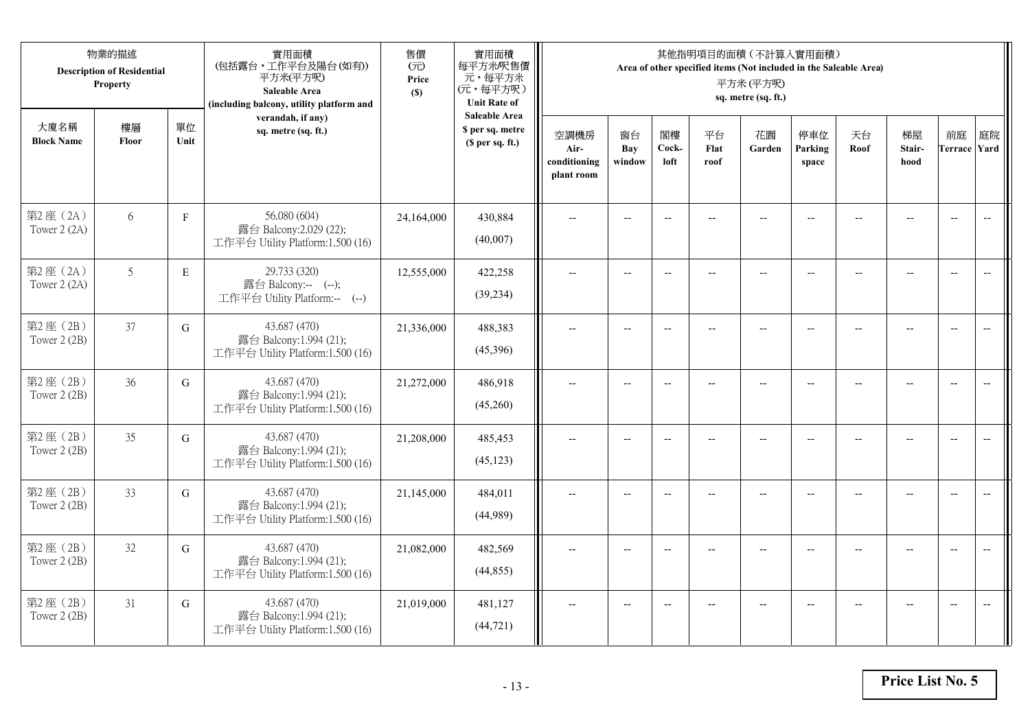| 物業的描述 Description of Residential Property | | | 實用面積 (包括露台，工作平台及陽台(如有)) 平方米(平方呎) Saleable Area (including balcony, utility platform and verandah, if any) sq. metre (sq. ft.) | 售價 (元) Price ($) | 實用面積 每平方米/呎售價 元，每平方米 (元，每平方呎) Unit Rate of Saleable Area $ per sq. metre ($ per sq. ft.) | 其他指明項目的面積（不計入實用面積） Area of other specified items (Not included in the Saleable Area) 平方米 (平方呎) sq. metre (sq. ft.) | | | | | | | | | |
|---|---|---|---|---|---|---|---|---|---|---|---|---|---|---|---|
| 大廈名稱 Block Name | 樓層 Floor | 單位 Unit | | | | 空調機房 Air-conditioning plant room | 窗台 Bay window | 閣樓 Cock-loft | 平台 Flat roof | 花園 Garden | 停車位 Parking space | 天台 Roof | 梯屋 Stair-hood | 前庭 Terrace | 庭院 Yard |
| 第2座（2A） Tower 2 (2A) | 6 | F | 56.080 (604) 露台 Balcony:2.029 (22); 工作平台 Utility Platform:1.500 (16) | 24,164,000 | 430,884 (40,007) | -- | -- | -- | -- | -- | -- | -- | -- | -- | -- |
| 第2座（2A） Tower 2 (2A) | 5 | E | 29.733 (320) 露台 Balcony:-- (--); 工作平台 Utility Platform:-- (--) | 12,555,000 | 422,258 (39,234) | -- | -- | -- | -- | -- | -- | -- | -- | -- | -- |
| 第2座（2B） Tower 2 (2B) | 37 | G | 43.687 (470) 露台 Balcony:1.994 (21); 工作平台 Utility Platform:1.500 (16) | 21,336,000 | 488,383 (45,396) | -- | -- | -- | -- | -- | -- | -- | -- | -- | -- |
| 第2座（2B） Tower 2 (2B) | 36 | G | 43.687 (470) 露台 Balcony:1.994 (21); 工作平台 Utility Platform:1.500 (16) | 21,272,000 | 486,918 (45,260) | -- | -- | -- | -- | -- | -- | -- | -- | -- | -- |
| 第2座（2B） Tower 2 (2B) | 35 | G | 43.687 (470) 露台 Balcony:1.994 (21); 工作平台 Utility Platform:1.500 (16) | 21,208,000 | 485,453 (45,123) | -- | -- | -- | -- | -- | -- | -- | -- | -- | -- |
| 第2座（2B） Tower 2 (2B) | 33 | G | 43.687 (470) 露台 Balcony:1.994 (21); 工作平台 Utility Platform:1.500 (16) | 21,145,000 | 484,011 (44,989) | -- | -- | -- | -- | -- | -- | -- | -- | -- | -- |
| 第2座（2B） Tower 2 (2B) | 32 | G | 43.687 (470) 露台 Balcony:1.994 (21); 工作平台 Utility Platform:1.500 (16) | 21,082,000 | 482,569 (44,855) | -- | -- | -- | -- | -- | -- | -- | -- | -- | -- |
| 第2座（2B） Tower 2 (2B) | 31 | G | 43.687 (470) 露台 Balcony:1.994 (21); 工作平台 Utility Platform:1.500 (16) | 21,019,000 | 481,127 (44,721) | -- | -- | -- | -- | -- | -- | -- | -- | -- | -- |

**Price List No. 5**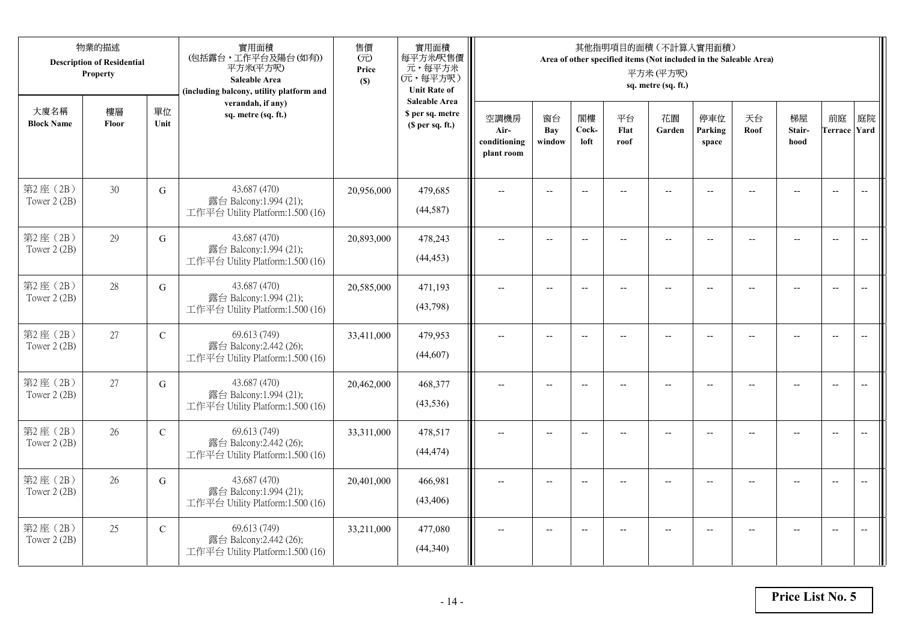| 物業的描述 Description of Residential Property | | | 實用面積 (包括露台，工作平台及陽台(如有)) 平方米(平方呎) Saleable Area (including balcony, utility platform and verandah, if any) sq. metre (sq. ft.) | 售價 (元) Price ($) | 實用面積每平方米/呎售價 元，每平方米 (元，每平方呎) Unit Rate of Saleable Area $ per sq. metre ($ per sq. ft.) | 其他指明項目的面積（不計算入實用面積） Area of other specified items (Not included in the Saleable Area) 平方米 (平方呎) sq. metre (sq. ft.) | | | | | | | | | |
|---|---|---|---|---|---|---|---|---|---|---|---|---|---|---|---|
| 大廈名稱 Block Name | 樓層 Floor | 單位 Unit | | | | 空調機房 Air-conditioning plant room | 窗台 Bay window | 閣樓 Cock-loft | 平台 Flat roof | 花園 Garden | 停車位 Parking space | 天台 Roof | 梯屋 Stair-hood | 前庭 Terrace | 庭院 Yard |
| 第2座（2B） Tower 2 (2B) | 30 | G | 43.687 (470) 露台 Balcony:1.994 (21); 工作平台 Utility Platform:1.500 (16) | 20,956,000 | 479,685 (44,587) | -- | -- | -- | -- | -- | -- | -- | -- | -- | -- |
| 第2座（2B） Tower 2 (2B) | 29 | G | 43.687 (470) 露台 Balcony:1.994 (21); 工作平台 Utility Platform:1.500 (16) | 20,893,000 | 478,243 (44,453) | -- | -- | -- | -- | -- | -- | -- | -- | -- | -- |
| 第2座（2B） Tower 2 (2B) | 28 | G | 43.687 (470) 露台 Balcony:1.994 (21); 工作平台 Utility Platform:1.500 (16) | 20,585,000 | 471,193 (43,798) | -- | -- | -- | -- | -- | -- | -- | -- | -- | -- |
| 第2座（2B） Tower 2 (2B) | 27 | C | 69.613 (749) 露台 Balcony:2.442 (26); 工作平台 Utility Platform:1.500 (16) | 33,411,000 | 479,953 (44,607) | -- | -- | -- | -- | -- | -- | -- | -- | -- | -- |
| 第2座（2B） Tower 2 (2B) | 27 | G | 43.687 (470) 露台 Balcony:1.994 (21); 工作平台 Utility Platform:1.500 (16) | 20,462,000 | 468,377 (43,536) | -- | -- | -- | -- | -- | -- | -- | -- | -- | -- |
| 第2座（2B） Tower 2 (2B) | 26 | C | 69.613 (749) 露台 Balcony:2.442 (26); 工作平台 Utility Platform:1.500 (16) | 33,311,000 | 478,517 (44,474) | -- | -- | -- | -- | -- | -- | -- | -- | -- | -- |
| 第2座（2B） Tower 2 (2B) | 26 | G | 43.687 (470) 露台 Balcony:1.994 (21); 工作平台 Utility Platform:1.500 (16) | 20,401,000 | 466,981 (43,406) | -- | -- | -- | -- | -- | -- | -- | -- | -- | -- |
| 第2座（2B） Tower 2 (2B) | 25 | C | 69.613 (749) 露台 Balcony:2.442 (26); 工作平台 Utility Platform:1.500 (16) | 33,211,000 | 477,080 (44,340) | -- | -- | -- | -- | -- | -- | -- | -- | -- | -- |

**Price List No. 5**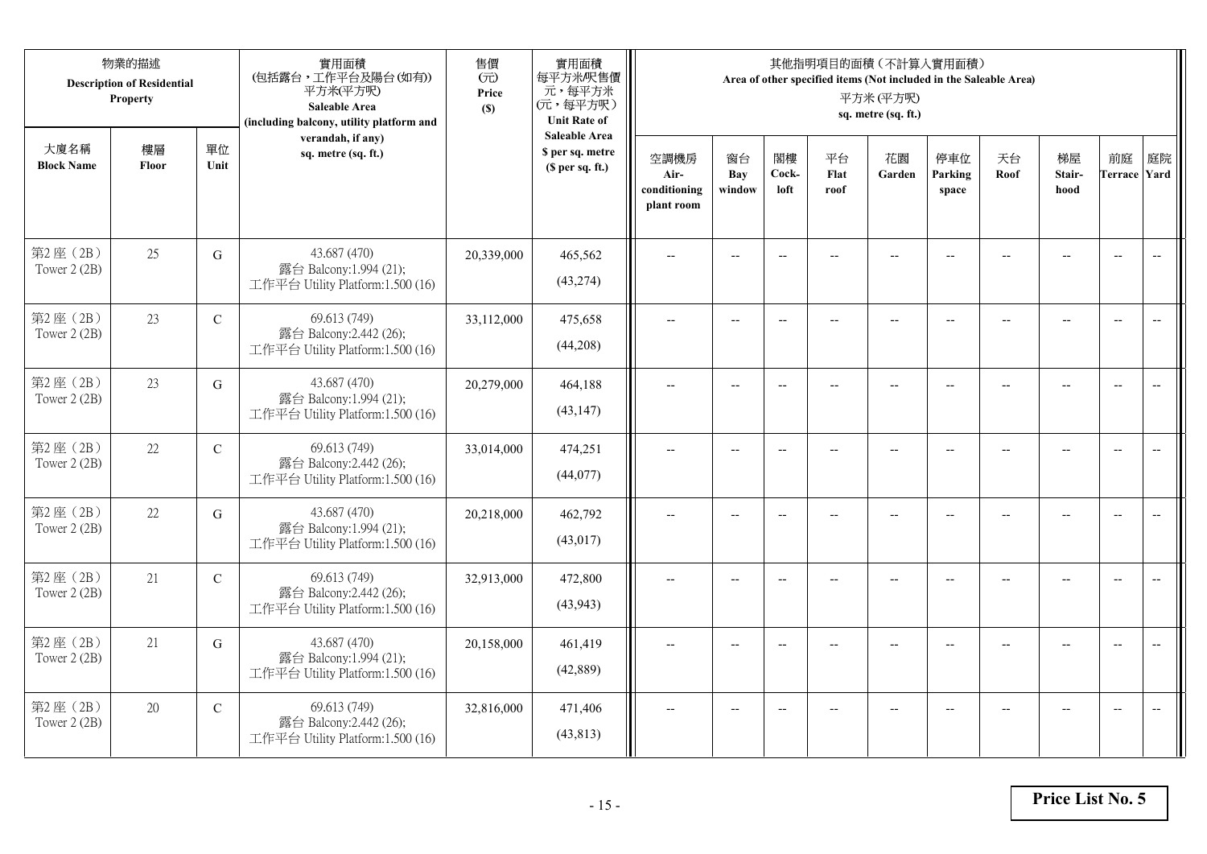| 物業的描述 Description of Residential Property | | | 實用面積 (包括露台，工作平台及陽台(如有)) 平方米(平方呎) Saleable Area (including balcony, utility platform and verandah, if any) sq. metre (sq. ft.) | 售價 (元) Price ($) | 實用面積 每平方米/呎售價 元，每平方米 (元，每平方呎) Unit Rate of Saleable Area $ per sq. metre ($ per sq. ft.) | 其他指明項目的面積（不計算入實用面積） Area of other specified items (Not included in the Saleable Area) 平方米 (平方呎) sq. metre (sq. ft.) | | | | | | | | | |
|---|---|---|---|---|---|---|---|---|---|---|---|---|---|---|---|
| 大廈名稱 Block Name | 樓層 Floor | 單位 Unit | | | | 空調機房 Air-conditioning plant room | 窗台 Bay window | 閣樓 Cock-loft | 平台 Flat roof | 花園 Garden | 停車位 Parking space | 天台 Roof | 梯屋 Stair-hood | 前庭 Terrace | 庭院 Yard |
| 第2座（2B） Tower 2 (2B) | 25 | G | 43.687 (470) 露台 Balcony:1.994 (21); 工作平台 Utility Platform:1.500 (16) | 20,339,000 | 465,562 (43,274) | -- | -- | -- | -- | -- | -- | -- | -- | -- | -- |
| 第2座（2B） Tower 2 (2B) | 23 | C | 69.613 (749) 露台 Balcony:2.442 (26); 工作平台 Utility Platform:1.500 (16) | 33,112,000 | 475,658 (44,208) | -- | -- | -- | -- | -- | -- | -- | -- | -- | -- |
| 第2座（2B） Tower 2 (2B) | 23 | G | 43.687 (470) 露台 Balcony:1.994 (21); 工作平台 Utility Platform:1.500 (16) | 20,279,000 | 464,188 (43,147) | -- | -- | -- | -- | -- | -- | -- | -- | -- | -- |
| 第2座（2B） Tower 2 (2B) | 22 | C | 69.613 (749) 露台 Balcony:2.442 (26); 工作平台 Utility Platform:1.500 (16) | 33,014,000 | 474,251 (44,077) | -- | -- | -- | -- | -- | -- | -- | -- | -- | -- |
| 第2座（2B） Tower 2 (2B) | 22 | G | 43.687 (470) 露台 Balcony:1.994 (21); 工作平台 Utility Platform:1.500 (16) | 20,218,000 | 462,792 (43,017) | -- | -- | -- | -- | -- | -- | -- | -- | -- | -- |
| 第2座（2B） Tower 2 (2B) | 21 | C | 69.613 (749) 露台 Balcony:2.442 (26); 工作平台 Utility Platform:1.500 (16) | 32,913,000 | 472,800 (43,943) | -- | -- | -- | -- | -- | -- | -- | -- | -- | -- |
| 第2座（2B） Tower 2 (2B) | 21 | G | 43.687 (470) 露台 Balcony:1.994 (21); 工作平台 Utility Platform:1.500 (16) | 20,158,000 | 461,419 (42,889) | -- | -- | -- | -- | -- | -- | -- | -- | -- | -- |
| 第2座（2B） Tower 2 (2B) | 20 | C | 69.613 (749) 露台 Balcony:2.442 (26); 工作平台 Utility Platform:1.500 (16) | 32,816,000 | 471,406 (43,813) | -- | -- | -- | -- | -- | -- | -- | -- | -- | -- |

**Price List No. 5**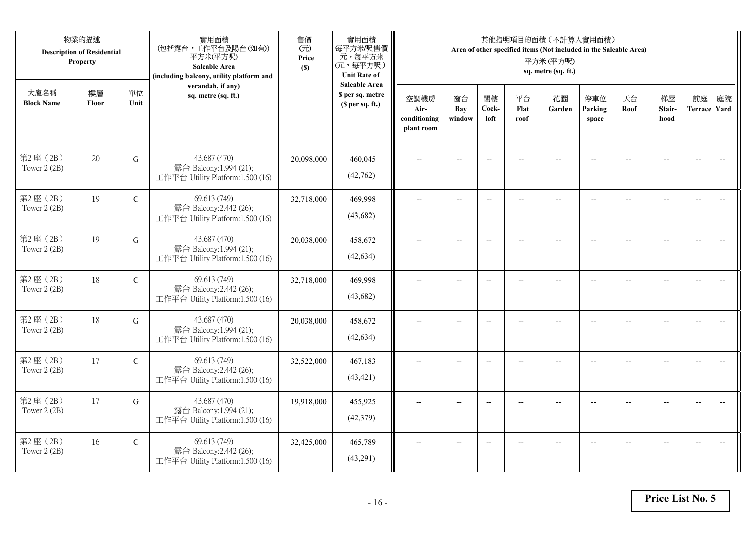| 物業的描述 Description of Residential Property | | | 實用面積 (包括露台，工作平台及陽台(如有)) 平方米(平方呎) Saleable Area (including balcony, utility platform and verandah, if any) sq. metre (sq. ft.) | 售價 (元) Price ($) | 實用面積 每平方米/呎售價 元，每平方米 (元，每平方呎) Unit Rate of Saleable Area $ per sq. metre ($ per sq. ft.) | 其他指明項目的面積（不計算入實用面積） Area of other specified items (Not included in the Saleable Area) 平方米 (平方呎) sq. metre (sq. ft.) | | | | | | | | | |
|---|---|---|---|---|---|---|---|---|---|---|---|---|---|---|---|
| 大廈名稱 Block Name | 樓層 Floor | 單位 Unit | | | | 空調機房 Air-conditioning plant room | 窗台 Bay window | 閣樓 Cock-loft | 平台 Flat roof | 花園 Garden | 停車位 Parking space | 天台 Roof | 梯屋 Stair-hood | 前庭 Terrace | 庭院 Yard |
| 第2座（2B） Tower 2 (2B) | 20 | G | 43.687 (470) 露台 Balcony:1.994 (21); 工作平台 Utility Platform:1.500 (16) | 20,098,000 | 460,045 (42,762) | -- | -- | -- | -- | -- | -- | -- | -- | -- | -- |
| 第2座（2B） Tower 2 (2B) | 19 | C | 69.613 (749) 露台 Balcony:2.442 (26); 工作平台 Utility Platform:1.500 (16) | 32,718,000 | 469,998 (43,682) | -- | -- | -- | -- | -- | -- | -- | -- | -- | -- |
| 第2座（2B） Tower 2 (2B) | 19 | G | 43.687 (470) 露台 Balcony:1.994 (21); 工作平台 Utility Platform:1.500 (16) | 20,038,000 | 458,672 (42,634) | -- | -- | -- | -- | -- | -- | -- | -- | -- | -- |
| 第2座（2B） Tower 2 (2B) | 18 | C | 69.613 (749) 露台 Balcony:2.442 (26); 工作平台 Utility Platform:1.500 (16) | 32,718,000 | 469,998 (43,682) | -- | -- | -- | -- | -- | -- | -- | -- | -- | -- |
| 第2座（2B） Tower 2 (2B) | 18 | G | 43.687 (470) 露台 Balcony:1.994 (21); 工作平台 Utility Platform:1.500 (16) | 20,038,000 | 458,672 (42,634) | -- | -- | -- | -- | -- | -- | -- | -- | -- | -- |
| 第2座（2B） Tower 2 (2B) | 17 | C | 69.613 (749) 露台 Balcony:2.442 (26); 工作平台 Utility Platform:1.500 (16) | 32,522,000 | 467,183 (43,421) | -- | -- | -- | -- | -- | -- | -- | -- | -- | -- |
| 第2座（2B） Tower 2 (2B) | 17 | G | 43.687 (470) 露台 Balcony:1.994 (21); 工作平台 Utility Platform:1.500 (16) | 19,918,000 | 455,925 (42,379) | -- | -- | -- | -- | -- | -- | -- | -- | -- | -- |
| 第2座（2B） Tower 2 (2B) | 16 | C | 69.613 (749) 露台 Balcony:2.442 (26); 工作平台 Utility Platform:1.500 (16) | 32,425,000 | 465,789 (43,291) | -- | -- | -- | -- | -- | -- | -- | -- | -- | -- |

**Price List No. 5**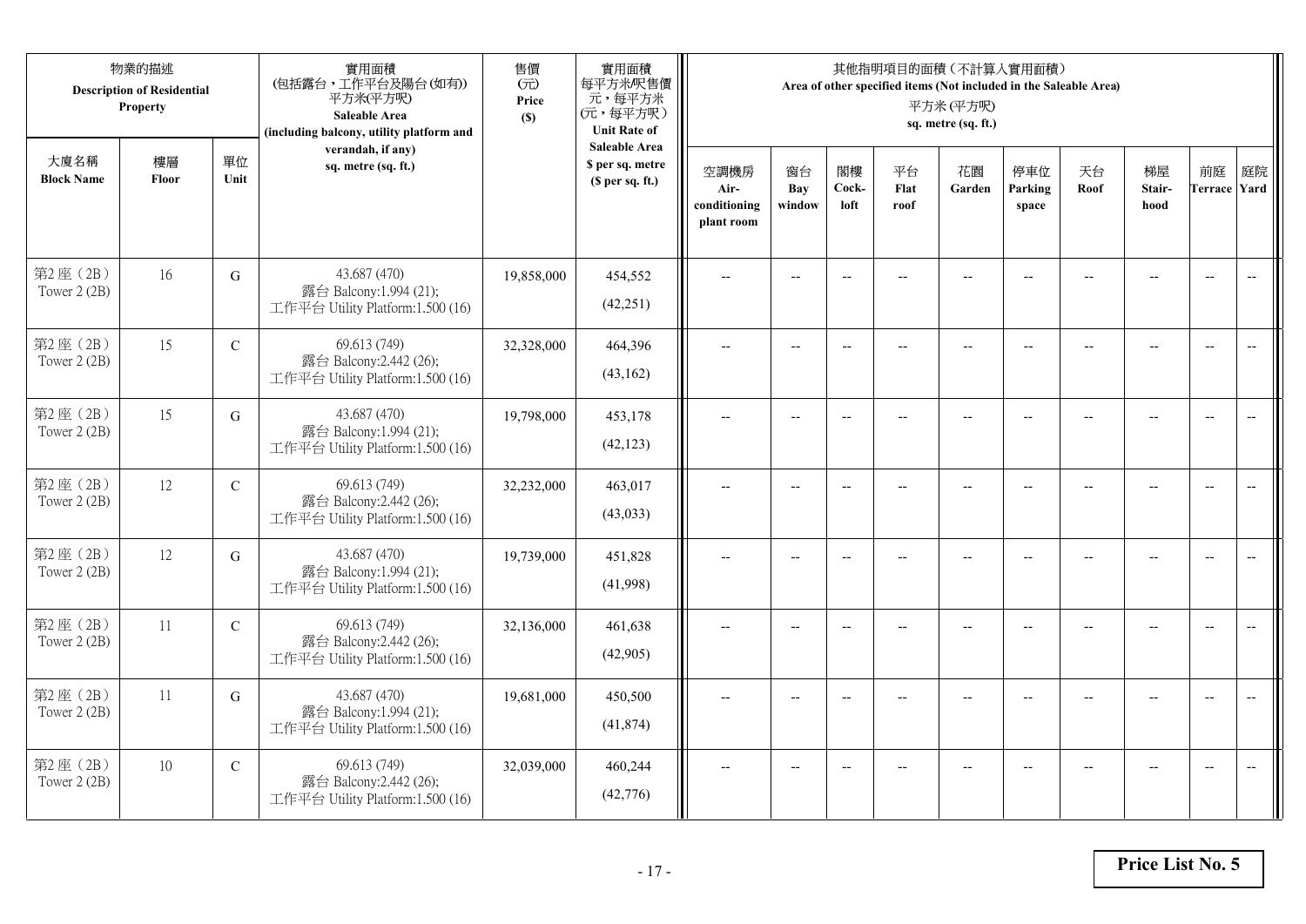| 物業的描述 Description of Residential Property | | | 實用面積 (包括露台，工作平台及陽台(如有)) 平方米(平方呎) Saleable Area (including balcony, utility platform and verandah, if any) sq. metre (sq. ft.) | 售價 (元) Price ($) | 實用面積 每平方米/呎售價 元，每平方米 (元，每平方呎) Unit Rate of Saleable Area $ per sq. metre ($ per sq. ft.) | 其他指明項目的面積（不計算入實用面積） Area of other specified items (Not included in the Saleable Area) 平方米 (平方呎) sq. metre (sq. ft.) | | | | | | | | | |
|---|---|---|---|---|---|---|---|---|---|---|---|---|---|---|---|
| 大廈名稱 Block Name | 樓層 Floor | 單位 Unit | | | | 空調機房 Air-conditioning plant room | 窗台 Bay window | 閣樓 Cock-loft | 平台 Flat roof | 花園 Garden | 停車位 Parking space | 天台 Roof | 梯屋 Stair-hood | 前庭 Terrace | 庭院 Yard |
| 第2座（2B） Tower 2 (2B) | 16 | G | 43.687 (470) 露台 Balcony:1.994 (21); 工作平台 Utility Platform:1.500 (16) | 19,858,000 | 454,552 (42,251) | -- | -- | -- | -- | -- | -- | -- | -- | -- | -- |
| 第2座（2B） Tower 2 (2B) | 15 | C | 69.613 (749) 露台 Balcony:2.442 (26); 工作平台 Utility Platform:1.500 (16) | 32,328,000 | 464,396 (43,162) | -- | -- | -- | -- | -- | -- | -- | -- | -- | -- |
| 第2座（2B） Tower 2 (2B) | 15 | G | 43.687 (470) 露台 Balcony:1.994 (21); 工作平台 Utility Platform:1.500 (16) | 19,798,000 | 453,178 (42,123) | -- | -- | -- | -- | -- | -- | -- | -- | -- | -- |
| 第2座（2B） Tower 2 (2B) | 12 | C | 69.613 (749) 露台 Balcony:2.442 (26); 工作平台 Utility Platform:1.500 (16) | 32,232,000 | 463,017 (43,033) | -- | -- | -- | -- | -- | -- | -- | -- | -- | -- |
| 第2座（2B） Tower 2 (2B) | 12 | G | 43.687 (470) 露台 Balcony:1.994 (21); 工作平台 Utility Platform:1.500 (16) | 19,739,000 | 451,828 (41,998) | -- | -- | -- | -- | -- | -- | -- | -- | -- | -- |
| 第2座（2B） Tower 2 (2B) | 11 | C | 69.613 (749) 露台 Balcony:2.442 (26); 工作平台 Utility Platform:1.500 (16) | 32,136,000 | 461,638 (42,905) | -- | -- | -- | -- | -- | -- | -- | -- | -- | -- |
| 第2座（2B） Tower 2 (2B) | 11 | G | 43.687 (470) 露台 Balcony:1.994 (21); 工作平台 Utility Platform:1.500 (16) | 19,681,000 | 450,500 (41,874) | -- | -- | -- | -- | -- | -- | -- | -- | -- | -- |
| 第2座（2B） Tower 2 (2B) | 10 | C | 69.613 (749) 露台 Balcony:2.442 (26); 工作平台 Utility Platform:1.500 (16) | 32,039,000 | 460,244 (42,776) | -- | -- | -- | -- | -- | -- | -- | -- | -- | -- |

**Price List No. 5**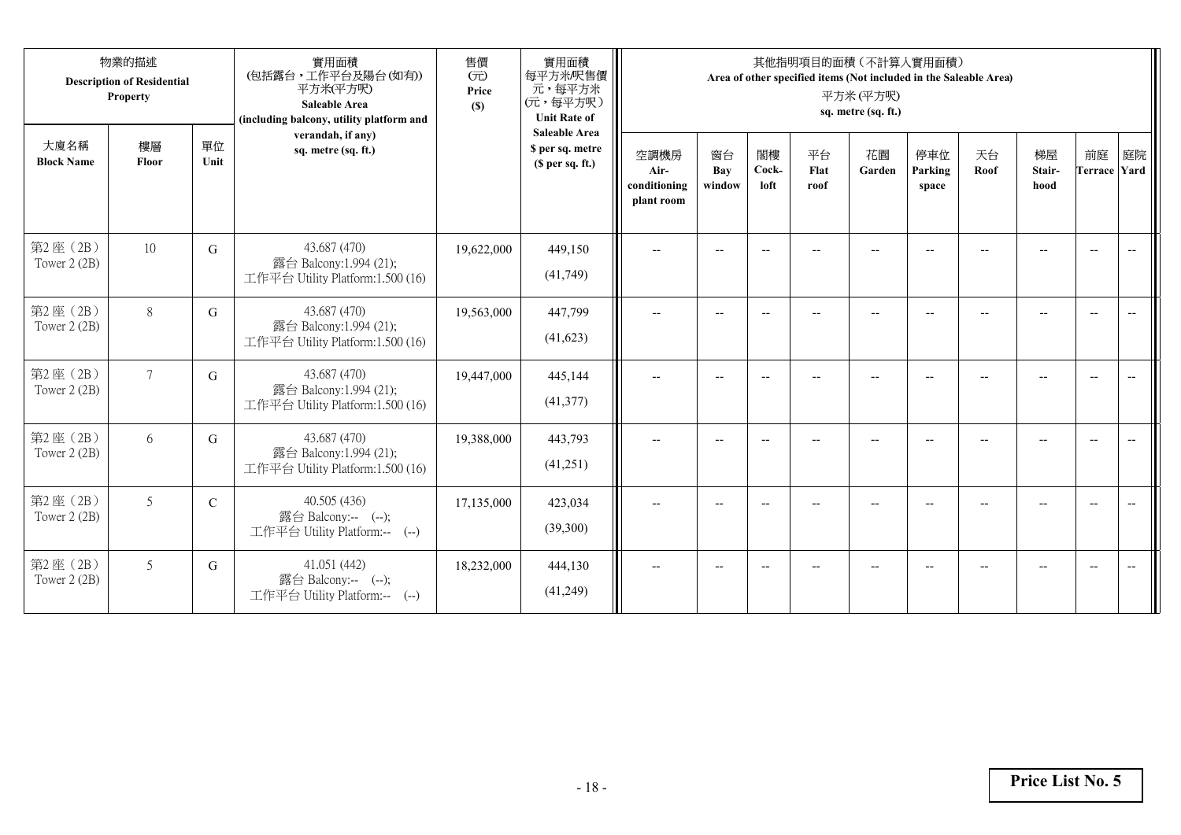| 物業的描述 Description of Residential Property | | | 實用面積 (包括露台，工作平台及陽台(如有)) 平方米(平方呎) Saleable Area (including balcony, utility platform and verandah, if any) sq. metre (sq. ft.) | 售價 (元) Price ($) | 實用面積 每平方米/呎售價 元，每平方米 (元，每平方呎) Unit Rate of Saleable Area $ per sq. metre ($ per sq. ft.) | 其他指明項目的面積（不計算入實用面積） Area of other specified items (Not included in the Saleable Area) 平方米 (平方呎) sq. metre (sq. ft.) | | | | | | | | | |
|---|---|---|---|---|---|---|---|---|---|---|---|---|---|---|---|
| 大廈名稱 Block Name | 樓層 Floor | 單位 Unit | | | | 空調機房 Air-conditioning plant room | 窗台 Bay window | 閣樓 Cock-loft | 平台 Flat roof | 花園 Garden | 停車位 Parking space | 天台 Roof | 梯屋 Stair-hood | 前庭 Terrace | 庭院 Yard |
| 第2座（2B） Tower 2 (2B) | 10 | G | 43.687 (470) 露台 Balcony:1.994 (21); 工作平台 Utility Platform:1.500 (16) | 19,622,000 | 449,150 (41,749) | -- | -- | -- | -- | -- | -- | -- | -- | -- | -- |
| 第2座（2B） Tower 2 (2B) | 8 | G | 43.687 (470) 露台 Balcony:1.994 (21); 工作平台 Utility Platform:1.500 (16) | 19,563,000 | 447,799 (41,623) | -- | -- | -- | -- | -- | -- | -- | -- | -- | -- |
| 第2座（2B） Tower 2 (2B) | 7 | G | 43.687 (470) 露台 Balcony:1.994 (21); 工作平台 Utility Platform:1.500 (16) | 19,447,000 | 445,144 (41,377) | -- | -- | -- | -- | -- | -- | -- | -- | -- | -- |
| 第2座（2B） Tower 2 (2B) | 6 | G | 43.687 (470) 露台 Balcony:1.994 (21); 工作平台 Utility Platform:1.500 (16) | 19,388,000 | 443,793 (41,251) | -- | -- | -- | -- | -- | -- | -- | -- | -- | -- |
| 第2座（2B） Tower 2 (2B) | 5 | C | 40.505 (436) 露台 Balcony:-- (--); 工作平台 Utility Platform:-- (--) | 17,135,000 | 423,034 (39,300) | -- | -- | -- | -- | -- | -- | -- | -- | -- | -- |
| 第2座（2B） Tower 2 (2B) | 5 | G | 41.051 (442) 露台 Balcony:-- (--); 工作平台 Utility Platform:-- (--) | 18,232,000 | 444,130 (41,249) | -- | -- | -- | -- | -- | -- | -- | -- | -- | -- |

**Price List No. 5**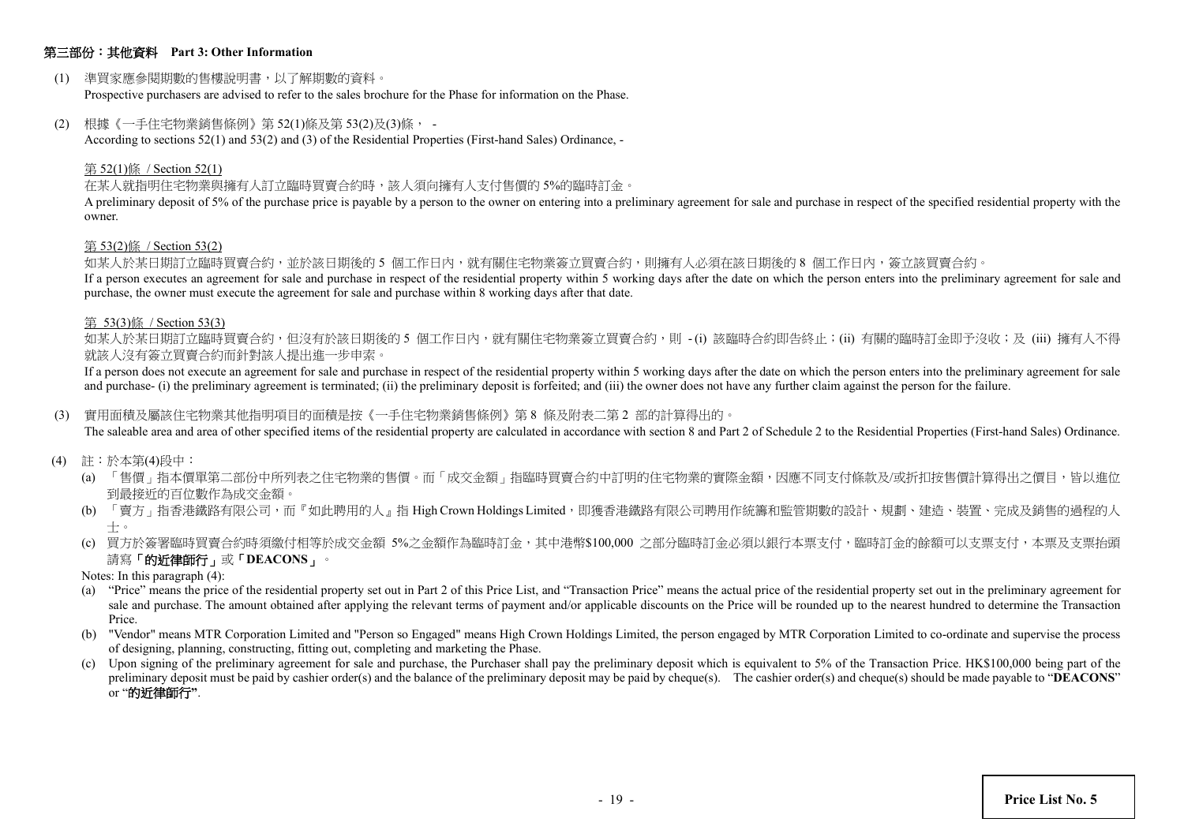## 第三部份：其他資料 Part 3: Other Information

(1) 準買家應參閱期數的售樓說明書，以了解期數的資料。
Prospective purchasers are advised to refer to the sales brochure for the Phase for information on the Phase.

(2) 根據《一手住宅物業銷售條例》第 52(1)條及第 53(2)及(3)條， -
According to sections 52(1) and 53(2) and (3) of the Residential Properties (First-hand Sales) Ordinance, -

第 52(1)條 / Section 52(1)

在某人就指明住宅物業與擁有人訂立臨時買賣合約時，該人須向擁有人支付售價的 5%的臨時訂金。
A preliminary deposit of 5% of the purchase price is payable by a person to the owner on entering into a preliminary agreement for sale and purchase in respect of the specified residential property with the owner.

第 53(2)條 / Section 53(2)

如某人於某日期訂立臨時買賣合約，並於該日期後的 5 個工作日內，就有關住宅物業簽立買賣合約，則擁有人必須在該日期後的 8 個工作日內，簽立該買賣合約。
If a person executes an agreement for sale and purchase in respect of the residential property within 5 working days after the date on which the person enters into the preliminary agreement for sale and purchase, the owner must execute the agreement for sale and purchase within 8 working days after that date.

第 53(3)條 / Section 53(3)

如某人於某日期訂立臨時買賣合約，但沒有於該日期後的 5 個工作日內，就有關住宅物業簽立買賣合約，則 - (i) 該臨時合約即告終止；(ii) 有關的臨時訂金即予沒收；及 (iii) 擁有人不得就該人沒有簽立買賣合約而針對該人提出進一步申索。
If a person does not execute an agreement for sale and purchase in respect of the residential property within 5 working days after the date on which the person enters into the preliminary agreement for sale and purchase- (i) the preliminary agreement is terminated; (ii) the preliminary deposit is forfeited; and (iii) the owner does not have any further claim against the person for the failure.

(3) 實用面積及屬該住宅物業其他指明項目的面積是按《一手住宅物業銷售條例》第 8 條及附表二第 2 部的計算得出的。
The saleable area and area of other specified items of the residential property are calculated in accordance with section 8 and Part 2 of Schedule 2 to the Residential Properties (First-hand Sales) Ordinance.

(4) 註：於本第(4)段中：

(a) 「售價」指本價單第二部份中所列表之住宅物業的售價。而「成交金額」指臨時買賣合約中訂明的住宅物業的實際金額，因應不同支付條款及/或折扣按售價計算得出之價目，皆以進位到最接近的百位數作為成交金額。

(b) 「賣方」指香港鐵路有限公司，而『如此聘用的人』指 High Crown Holdings Limited，即獲香港鐵路有限公司聘用作統籌和監管期數的設計、規劃、建造、裝置、完成及銷售的過程的人士。

(c) 買方於簽署臨時買賣合約時須繳付相等於成交金額 5%之金額作為臨時訂金，其中港幣$100,000 之部分臨時訂金必須以銀行本票支付，臨時訂金的餘額可以支票支付，本票及支票抬頭請寫**「的近律師行」**或**「DEACONS」**。

Notes: In this paragraph (4):

(a) "Price" means the price of the residential property set out in Part 2 of this Price List, and "Transaction Price" means the actual price of the residential property set out in the preliminary agreement for sale and purchase. The amount obtained after applying the relevant terms of payment and/or applicable discounts on the Price will be rounded up to the nearest hundred to determine the Transaction Price.

(b) "Vendor" means MTR Corporation Limited and "Person so Engaged" means High Crown Holdings Limited, the person engaged by MTR Corporation Limited to co-ordinate and supervise the process of designing, planning, constructing, fitting out, completing and marketing the Phase.

(c) Upon signing of the preliminary agreement for sale and purchase, the Purchaser shall pay the preliminary deposit which is equivalent to 5% of the Transaction Price. HK$100,000 being part of the preliminary deposit must be paid by cashier order(s) and the balance of the preliminary deposit may be paid by cheque(s). The cashier order(s) and cheque(s) should be made payable to "**DEACONS**" or "**的近律師行**".

**Price List No. 5**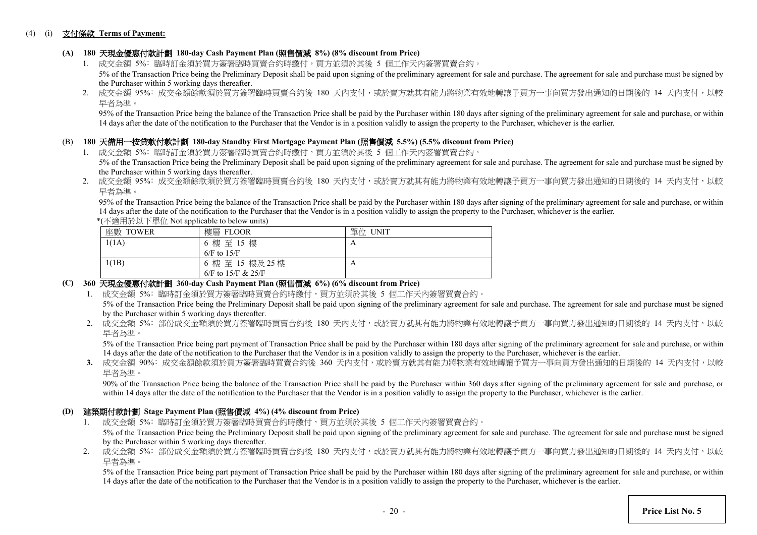(4) (i) **支付條款 Terms of Payment:**

**(A) 180 天現金優惠付款計劃 180-day Cash Payment Plan (照售價減 8%) (8% discount from Price)**

1. 成交金額 5%: 臨時訂金須於買方簽署臨時買賣合約時繳付，買方並須於其後 5 個工作天內簽署買賣合約。
   5% of the Transaction Price being the Preliminary Deposit shall be paid upon signing of the preliminary agreement for sale and purchase. The agreement for sale and purchase must be signed by the Purchaser within 5 working days thereafter.
2. 成交金額 95%: 成交金額餘款須於買方簽署臨時買賣合約後 180 天內支付，或於賣方就其有能力將物業有效地轉讓予買方一事向買方發出通知的日期後的 14 天內支付，以較早者為準。
   95% of the Transaction Price being the balance of the Transaction Price shall be paid by the Purchaser within 180 days after signing of the preliminary agreement for sale and purchase, or within 14 days after the date of the notification to the Purchaser that the Vendor is in a position validly to assign the property to the Purchaser, whichever is the earlier.

**(B) 180 天備用一按貸款付款計劃 180-day Standby First Mortgage Payment Plan (照售價減 5.5%) (5.5% discount from Price)**

1. 成交金額 5%: 臨時訂金須於買方簽署臨時買賣合約時繳付，買方並須於其後 5 個工作天內簽署買賣合約。
   5% of the Transaction Price being the Preliminary Deposit shall be paid upon signing of the preliminary agreement for sale and purchase. The agreement for sale and purchase must be signed by the Purchaser within 5 working days thereafter.
2. 成交金額 95%: 成交金額餘款須於買方簽署臨時買賣合約後 180 天內支付，或於賣方就其有能力將物業有效地轉讓予買方一事向買方發出通知的日期後的 14 天內支付，以較早者為準。
   95% of the Transaction Price being the balance of the Transaction Price shall be paid by the Purchaser within 180 days after signing of the preliminary agreement for sale and purchase, or within 14 days after the date of the notification to the Purchaser that the Vendor is in a position validly to assign the property to the Purchaser, whichever is the earlier.

*(不適用於以下單位 Not applicable to below units)

| 座數 TOWER | 樓層 FLOOR | 單位 UNIT |
|---|---|---|
| 1(1A) | 6 樓 至 15 樓<br>6/F to 15/F | A |
| 1(1B) | 6 樓 至 15 樓及 25 樓<br>6/F to 15/F & 25/F | A |

**(C) 360 天現金優惠付款計劃 360-day Cash Payment Plan (照售價減 6%) (6% discount from Price)**

1. 成交金額 5%: 臨時訂金須於買方簽署臨時買賣合約時繳付，買方並須於其後 5 個工作天內簽署買賣合約。
   5% of the Transaction Price being the Preliminary Deposit shall be paid upon signing of the preliminary agreement for sale and purchase. The agreement for sale and purchase must be signed by the Purchaser within 5 working days thereafter.
2. 成交金額 5%: 部份成交金額須於買方簽署臨時買賣合約後 180 天內支付，或於賣方就其有能力將物業有效地轉讓予買方一事向買方發出通知的日期後的 14 天內支付，以較早者為準。
   5% of the Transaction Price being part payment of Transaction Price shall be paid by the Purchaser within 180 days after signing of the preliminary agreement for sale and purchase, or within 14 days after the date of the notification to the Purchaser that the Vendor is in a position validly to assign the property to the Purchaser, whichever is the earlier.
3. 成交金額 90%: 成交金額餘款須於買方簽署臨時買賣合約後 360 天內支付，或於賣方就其有能力將物業有效地轉讓予買方一事向買方發出通知的日期後的 14 天內支付，以較早者為準。
   90% of the Transaction Price being the balance of the Transaction Price shall be paid by the Purchaser within 360 days after signing of the preliminary agreement for sale and purchase, or within 14 days after the date of the notification to the Purchaser that the Vendor is in a position validly to assign the property to the Purchaser, whichever is the earlier.

**(D) 建築期付款計劃 Stage Payment Plan (照售價減 4%) (4% discount from Price)**

1. 成交金額 5%: 臨時訂金須於買方簽署臨時買賣合約時繳付，買方並須於其後 5 個工作天內簽署買賣合約。
   5% of the Transaction Price being the Preliminary Deposit shall be paid upon signing of the preliminary agreement for sale and purchase. The agreement for sale and purchase must be signed by the Purchaser within 5 working days thereafter.
2. 成交金額 5%: 部份成交金額須於買方簽署臨時買賣合約後 180 天內支付，或於賣方就其有能力將物業有效地轉讓予買方一事向買方發出通知的日期後的 14 天內支付，以較早者為準。
   5% of the Transaction Price being part payment of Transaction Price shall be paid by the Purchaser within 180 days after signing of the preliminary agreement for sale and purchase, or within 14 days after the date of the notification to the Purchaser that the Vendor is in a position validly to assign the property to the Purchaser, whichever is the earlier.

**Price List No. 5**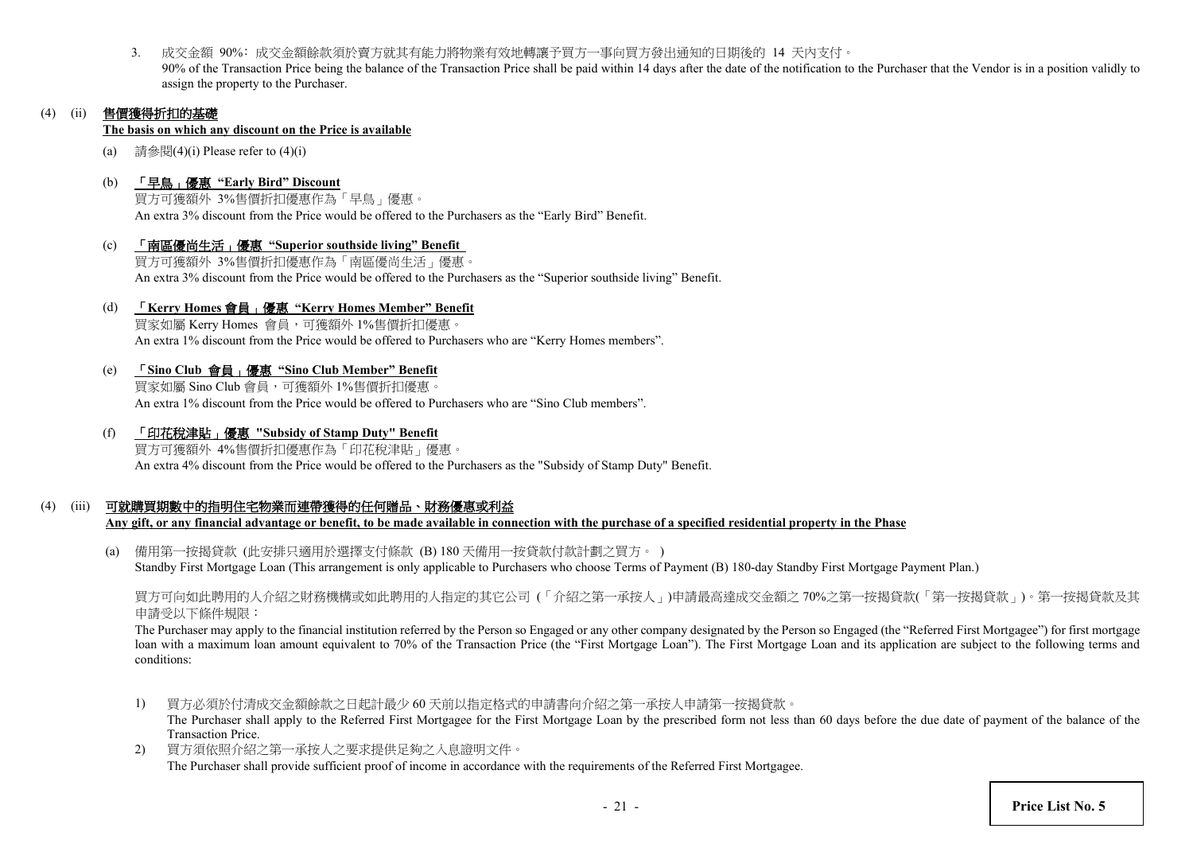3. 成交金額 90%：成交金額餘款須於賣方就其有能力將物業有效地轉讓予買方一事向買方發出通知的日期後的 14 天內支付。
   90% of the Transaction Price being the balance of the Transaction Price shall be paid within 14 days after the date of the notification to the Purchaser that the Vendor is in a position validly to assign the property to the Purchaser.

(4) (ii) **售價獲得折扣的基礎**
**The basis on which any discount on the Price is available**

(a) 請參閱(4)(i) Please refer to (4)(i)

(b) **「早鳥」優惠 "Early Bird" Discount**
買方可獲額外 3%售價折扣優惠作為「早鳥」優惠。
An extra 3% discount from the Price would be offered to the Purchasers as the "Early Bird" Benefit.

(c) **「南區優尚生活」優惠 "Superior southside living" Benefit**
買方可獲額外 3%售價折扣優惠作為「南區優尚生活」優惠。
An extra 3% discount from the Price would be offered to the Purchasers as the "Superior southside living" Benefit.

(d) **「Kerry Homes 會員」優惠 "Kerry Homes Member" Benefit**
買家如屬 Kerry Homes 會員，可獲額外 1%售價折扣優惠。
An extra 1% discount from the Price would be offered to Purchasers who are "Kerry Homes members".

(e) **「Sino Club 會員」優惠 "Sino Club Member" Benefit**
買家如屬 Sino Club 會員，可獲額外 1%售價折扣優惠。
An extra 1% discount from the Price would be offered to Purchasers who are "Sino Club members".

(f) **「印花稅津貼」優惠 "Subsidy of Stamp Duty" Benefit**
買方可獲額外 4%售價折扣優惠作為「印花稅津貼」優惠。
An extra 4% discount from the Price would be offered to the Purchasers as the "Subsidy of Stamp Duty" Benefit.

(4) (iii) **可就購買期數中的指明住宅物業而連帶獲得的任何贈品、財務優惠或利益**
**Any gift, or any financial advantage or benefit, to be made available in connection with the purchase of a specified residential property in the Phase**

(a) 備用第一按揭貸款 (此安排只適用於選擇支付條款 (B) 180 天備用一按貸款付款計劃之買方。 )
Standby First Mortgage Loan (This arrangement is only applicable to Purchasers who choose Terms of Payment (B) 180-day Standby First Mortgage Payment Plan.)

買方可向如此聘用的人介紹之財務機構或如此聘用的人指定的其它公司 (「介紹之第一承按人」)申請最高達成交金額之 70%之第一按揭貸款(「第一按揭貸款」)。第一按揭貸款及其申請受以下條件規限：

The Purchaser may apply to the financial institution referred by the Person so Engaged or any other company designated by the Person so Engaged (the "Referred First Mortgagee") for first mortgage loan with a maximum loan amount equivalent to 70% of the Transaction Price (the "First Mortgage Loan"). The First Mortgage Loan and its application are subject to the following terms and conditions:

1) 買方必須於付清成交金額餘款之日起計最少 60 天前以指定格式的申請書向介紹之第一承按人申請第一按揭貸款。
   The Purchaser shall apply to the Referred First Mortgagee for the First Mortgage Loan by the prescribed form not less than 60 days before the due date of payment of the balance of the Transaction Price.
2) 買方須依照介紹之第一承按人之要求提供足夠之入息證明文件。
   The Purchaser shall provide sufficient proof of income in accordance with the requirements of the Referred First Mortgagee.

**Price List No. 5**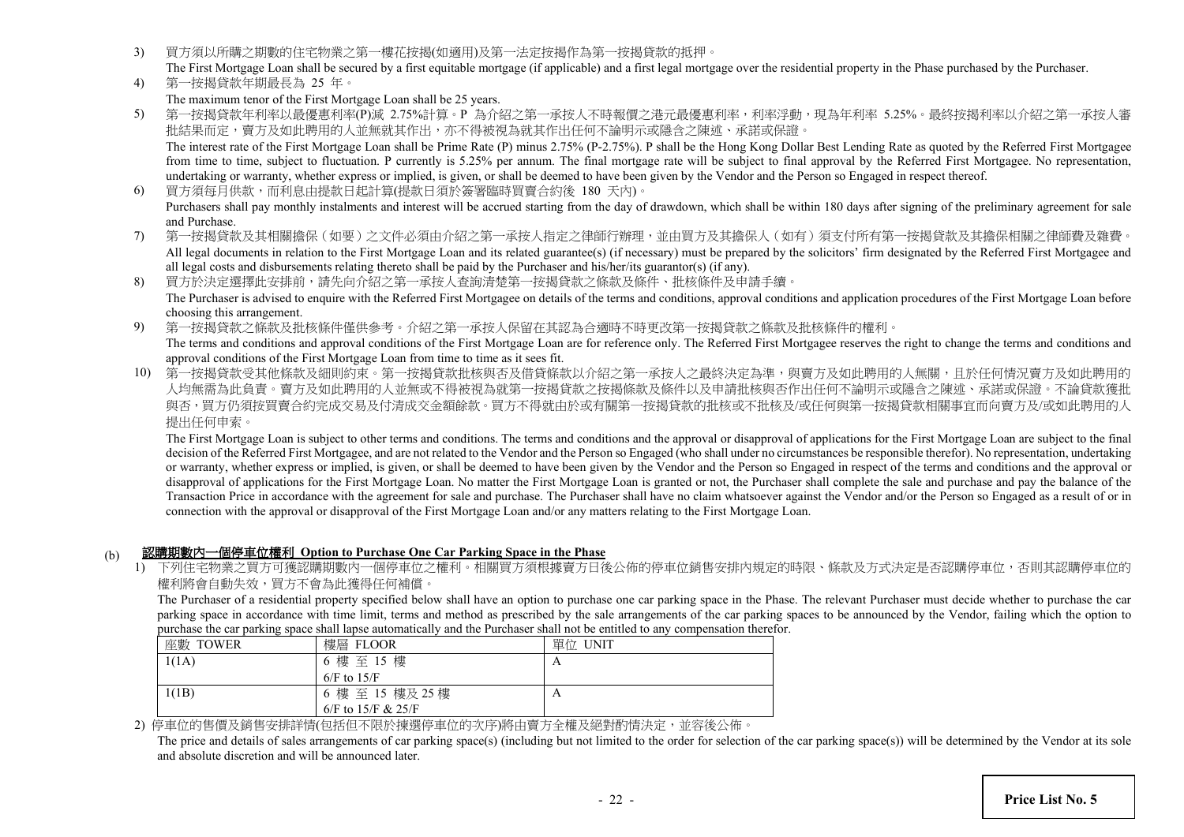3) 買方須以所購之期數的住宅物業之第一樓花按揭(如適用)及第一法定按揭作為第一按揭貸款的抵押。
The First Mortgage Loan shall be secured by a first equitable mortgage (if applicable) and a first legal mortgage over the residential property in the Phase purchased by the Purchaser.

4) 第一按揭貸款年期最長為 25 年。
The maximum tenor of the First Mortgage Loan shall be 25 years.

5) 第一按揭貸款年利率以最優惠利率(P)減 2.75%計算。P 為介紹之第一承按人不時報價之港元最優惠利率，利率浮動，現為年利率 5.25%。最終按揭利率以介紹之第一承按人審批結果而定，賣方及如此聘用的人並無就其作出，亦不得被視為就其作出任何不論明示或隱含之陳述、承諾或保證。
The interest rate of the First Mortgage Loan shall be Prime Rate (P) minus 2.75% (P-2.75%). P shall be the Hong Kong Dollar Best Lending Rate as quoted by the Referred First Mortgagee from time to time, subject to fluctuation. P currently is 5.25% per annum. The final mortgage rate will be subject to final approval by the Referred First Mortgagee. No representation, undertaking or warranty, whether express or implied, is given, or shall be deemed to have been given by the Vendor and the Person so Engaged in respect thereof.

6) 買方須每月供款，而利息由提款日起計算(提款日須於簽署臨時買賣合約後 180 天內)。
Purchasers shall pay monthly instalments and interest will be accrued starting from the day of drawdown, which shall be within 180 days after signing of the preliminary agreement for sale and Purchase.

7) 第一按揭貸款及其相關擔保（如要）之文件必須由介紹之第一承按人指定之律師行辦理，並由買方及其擔保人（如有）須支付所有第一按揭貸款及其擔保相關之律師費及雜費。
All legal documents in relation to the First Mortgage Loan and its related guarantee(s) (if necessary) must be prepared by the solicitors' firm designated by the Referred First Mortgagee and all legal costs and disbursements relating thereto shall be paid by the Purchaser and his/her/its guarantor(s) (if any).

8) 買方於決定選擇此安排前，請先向介紹之第一承按人查詢清楚第一按揭貸款之條款及條件、批核條件及申請手續。
The Purchaser is advised to enquire with the Referred First Mortgagee on details of the terms and conditions, approval conditions and application procedures of the First Mortgage Loan before choosing this arrangement.

9) 第一按揭貸款之條款及批核條件僅供參考。介紹之第一承按人保留在其認為合適時不時更改第一按揭貸款之條款及批核條件的權利。
The terms and conditions and approval conditions of the First Mortgage Loan are for reference only. The Referred First Mortgagee reserves the right to change the terms and conditions and approval conditions of the First Mortgage Loan from time to time as it sees fit.

10) 第一按揭貸款受其他條款及細則約束。第一按揭貸款批核與否及借貸條款以介紹之第一承按人之最終決定為準，與賣方及如此聘用的人無關，且於任何情況賣方及如此聘用的人均無需為此負責。賣方及如此聘用的人並無或不得被視為就第一按揭貸款之按揭條款及條件以及申請批核與否作出任何不論明示或隱含之陳述、承諾或保證。不論貸款獲批與否，買方仍須按買賣合約完成交易及付清成交金額餘款。買方不得就由於或有關第一按揭貸款的批核或不批核及/或任何與第一按揭貸款相關事宜而向賣方及/或如此聘用的人提出任何申索。
The First Mortgage Loan is subject to other terms and conditions. The terms and conditions and the approval or disapproval of applications for the First Mortgage Loan are subject to the final decision of the Referred First Mortgagee, and are not related to the Vendor and the Person so Engaged (who shall under no circumstances be responsible therefor). No representation, undertaking or warranty, whether express or implied, is given, or shall be deemed to have been given by the Vendor and the Person so Engaged in respect of the terms and conditions and the approval or disapproval of applications for the First Mortgage Loan. No matter the First Mortgage Loan is granted or not, the Purchaser shall complete the sale and purchase and pay the balance of the Transaction Price in accordance with the agreement for sale and purchase. The Purchaser shall have no claim whatsoever against the Vendor and/or the Person so Engaged as a result of or in connection with the approval or disapproval of the First Mortgage Loan and/or any matters relating to the First Mortgage Loan.

(b) **認購期數內一個停車位權利 Option to Purchase One Car Parking Space in the Phase**

1) 下列住宅物業之買方可獲認購期數內一個停車位之權利。相關買方須根據賣方日後公佈的停車位銷售安排內規定的時限、條款及方式決定是否認購停車位，否則其認購停車位的權利將會自動失效，買方不會為此獲得任何補償。
The Purchaser of a residential property specified below shall have an option to purchase one car parking space in the Phase. The relevant Purchaser must decide whether to purchase the car parking space in accordance with time limit, terms and method as prescribed by the sale arrangements of the car parking spaces to be announced by the Vendor, failing which the option to purchase the car parking space shall lapse automatically and the Purchaser shall not be entitled to any compensation therefor.

| 座數 TOWER | 樓層 FLOOR | 單位 UNIT |
|---|---|---|
| 1(1A) | 6 樓 至 15 樓<br>6/F to 15/F | A |
| 1(1B) | 6 樓 至 15 樓及 25 樓<br>6/F to 15/F & 25/F | A |

2) 停車位的售價及銷售安排詳情(包括但不限於揀選停車位的次序)將由賣方全權及絕對酌情決定，並容後公佈。
The price and details of sales arrangements of car parking space(s) (including but not limited to the order for selection of the car parking space(s)) will be determined by the Vendor at its sole and absolute discretion and will be announced later.

**Price List No. 5**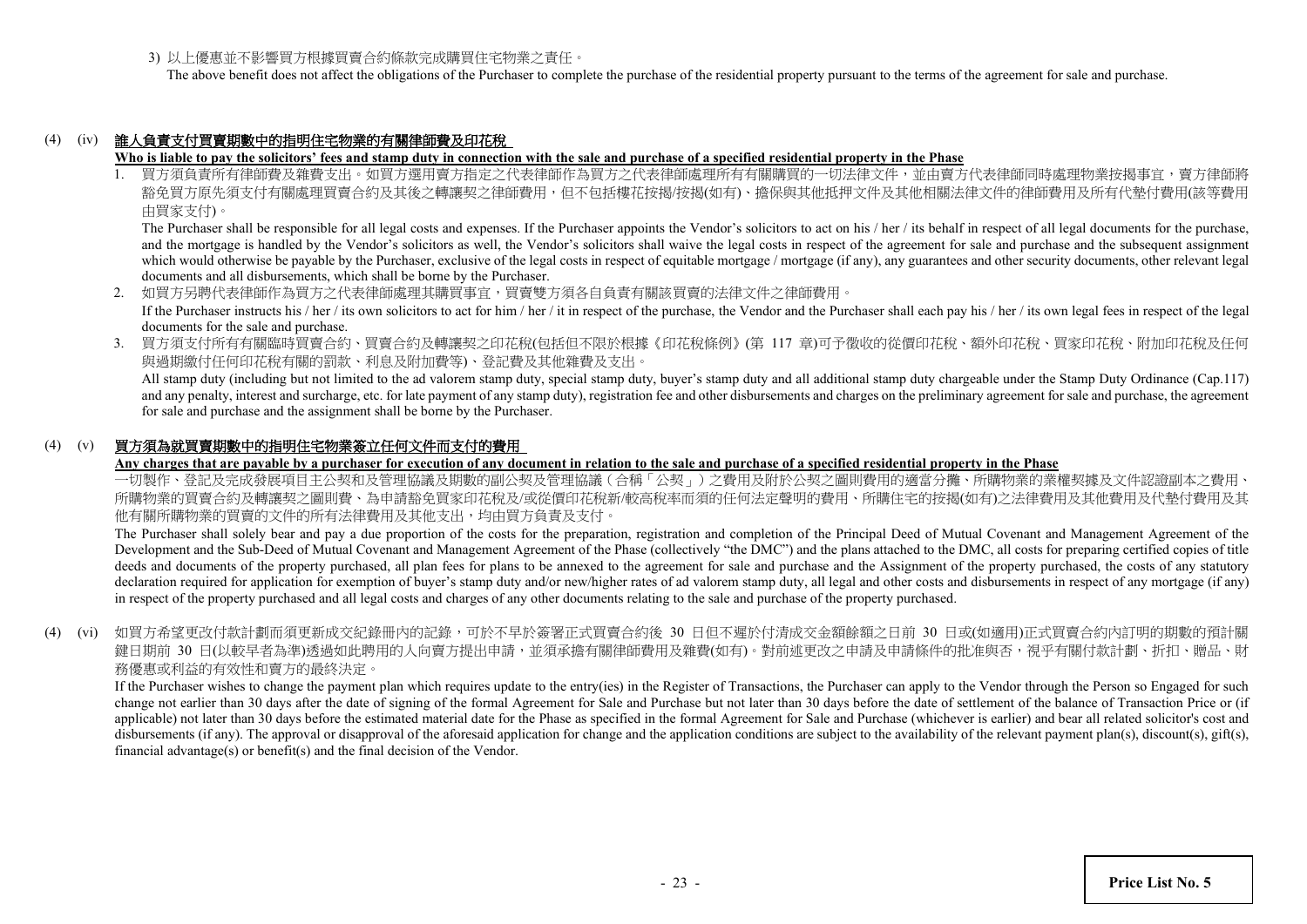3) 以上優惠並不影響買方根據買賣合約條款完成購買住宅物業之責任。

The above benefit does not affect the obligations of the Purchaser to complete the purchase of the residential property pursuant to the terms of the agreement for sale and purchase.

## (4) (iv) 誰人負責支付買賣期數中的指明住宅物業的有關律師費及印花稅

**Who is liable to pay the solicitors' fees and stamp duty in connection with the sale and purchase of a specified residential property in the Phase**

1. 買方須負責所有律師費及雜費支出。如買方選用賣方指定之代表律師作為買方之代表律師處理所有有關購買的一切法律文件，並由賣方代表律師同時處理物業按揭事宜，賣方律師將豁免買方原先須支付有關處理買賣合約及其後之轉讓契之律師費用，但不包括樓花按揭/按揭(如有)、擔保與其他抵押文件及其他相關法律文件的律師費用及所有代墊付費用(該等費用由買家支付)。

   The Purchaser shall be responsible for all legal costs and expenses. If the Purchaser appoints the Vendor's solicitors to act on his / her / its behalf in respect of all legal documents for the purchase, and the mortgage is handled by the Vendor's solicitors as well, the Vendor's solicitors shall waive the legal costs in respect of the agreement for sale and purchase and the subsequent assignment which would otherwise be payable by the Purchaser, exclusive of the legal costs in respect of equitable mortgage / mortgage (if any), any guarantees and other security documents, other relevant legal documents and all disbursements, which shall be borne by the Purchaser.

2. 如買方另聘代表律師作為買方之代表律師處理其購買事宜，買賣雙方須各自負責有關該買賣的法律文件之律師費用。

   If the Purchaser instructs his / her / its own solicitors to act for him / her / it in respect of the purchase, the Vendor and the Purchaser shall each pay his / her / its own legal fees in respect of the legal documents for the sale and purchase.

3. 買方須支付所有有關臨時買賣合約、買賣合約及轉讓契之印花稅(包括但不限於根據《印花稅條例》(第 117 章)可予徵收的從價印花稅、額外印花稅、買家印花稅、附加印花稅及任何與過期繳付任何印花稅有關的罰款、利息及附加費等)、登記費及其他雜費及支出。

   All stamp duty (including but not limited to the ad valorem stamp duty, special stamp duty, buyer's stamp duty and all additional stamp duty chargeable under the Stamp Duty Ordinance (Cap.117) and any penalty, interest and surcharge, etc. for late payment of any stamp duty), registration fee and other disbursements and charges on the preliminary agreement for sale and purchase, the agreement for sale and purchase and the assignment shall be borne by the Purchaser.

## (4) (v) 買方須為就買賣期數中的指明住宅物業簽立任何文件而支付的費用

**Any charges that are payable by a purchaser for execution of any document in relation to the sale and purchase of a specified residential property in the Phase**

一切製作、登記及完成發展項目主公契和及管理協議及期數的副公契及管理協議（合稱「公契」）之費用及附於公契之圖則費用的適當分攤、所購物業的業權契據及文件認證副本之費用、所購物業的買賣合約及轉讓契之圖則費、為申請豁免買家印花稅及/或從價印花稅新/較高稅率而須的任何法定聲明的費用、所購住宅的按揭(如有)之法律費用及其他費用及代墊付費用及其他有關所購物業的買賣的文件的所有法律費用及其他支出，均由買方負責及支付。

The Purchaser shall solely bear and pay a due proportion of the costs for the preparation, registration and completion of the Principal Deed of Mutual Covenant and Management Agreement of the Development and the Sub-Deed of Mutual Covenant and Management Agreement of the Phase (collectively "the DMC") and the plans attached to the DMC, all costs for preparing certified copies of title deeds and documents of the property purchased, all plan fees for plans to be annexed to the agreement for sale and purchase and the Assignment of the property purchased, the costs of any statutory declaration required for application for exemption of buyer's stamp duty and/or new/higher rates of ad valorem stamp duty, all legal and other costs and disbursements in respect of any mortgage (if any) in respect of the property purchased and all legal costs and charges of any other documents relating to the sale and purchase of the property purchased.

(4) (vi) 如買方希望更改付款計劃而須更新成交紀錄冊內的記錄，可於不早於簽署正式買賣合約後 30 日但不遲於付清成交金額餘額之日前 30 日或(如適用)正式買賣合約內訂明的期數的預計關鍵日期前 30 日(以較早者為準)透過如此聘用的人向賣方提出申請，並須承擔有關律師費用及雜費(如有)。對前述更改之申請及申請條件的批准與否，視乎有關付款計劃、折扣、贈品、財務優惠或利益的有效性和賣方的最終決定。

If the Purchaser wishes to change the payment plan which requires update to the entry(ies) in the Register of Transactions, the Purchaser can apply to the Vendor through the Person so Engaged for such change not earlier than 30 days after the date of signing of the formal Agreement for Sale and Purchase but not later than 30 days before the date of settlement of the balance of Transaction Price or (if applicable) not later than 30 days before the estimated material date for the Phase as specified in the formal Agreement for Sale and Purchase (whichever is earlier) and bear all related solicitor's cost and disbursements (if any). The approval or disapproval of the aforesaid application for change and the application conditions are subject to the availability of the relevant payment plan(s), discount(s), gift(s), financial advantage(s) or benefit(s) and the final decision of the Vendor.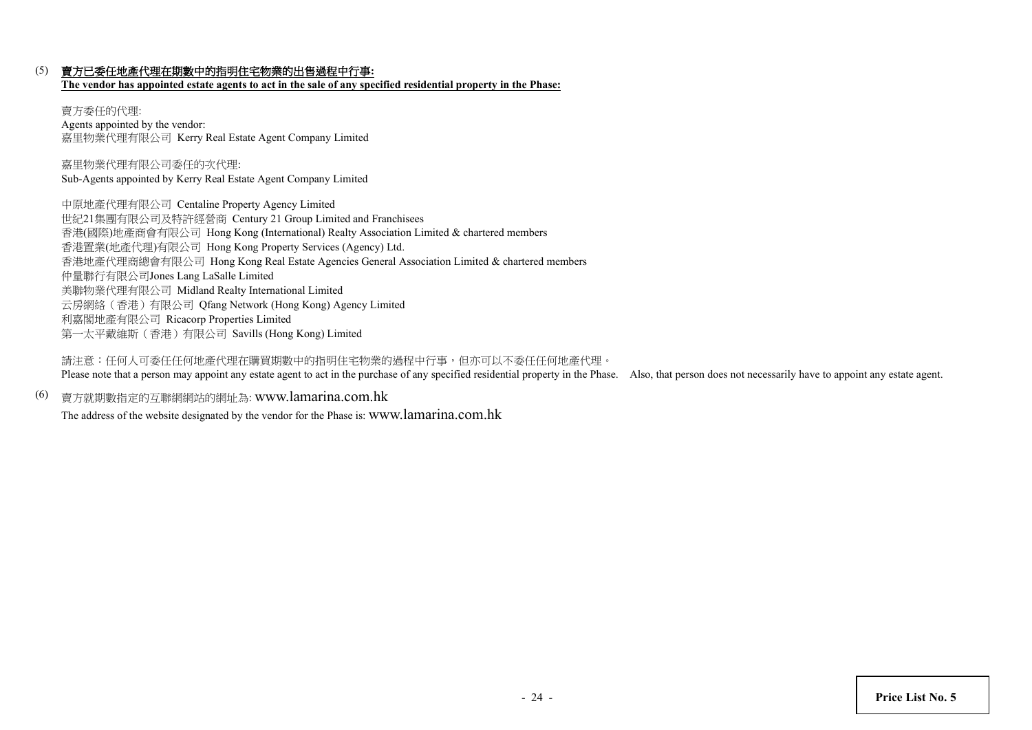(5) **賣方已委任地產代理在期數中的指明住宅物業的出售過程中行事:**
**The vendor has appointed estate agents to act in the sale of any specified residential property in the Phase:**

賣方委任的代理:
Agents appointed by the vendor:
嘉里物業代理有限公司 Kerry Real Estate Agent Company Limited

嘉里物業代理有限公司委任的次代理:
Sub-Agents appointed by Kerry Real Estate Agent Company Limited

中原地產代理有限公司 Centaline Property Agency Limited
世紀21集團有限公司及特許經營商 Century 21 Group Limited and Franchisees
香港(國際)地產商會有限公司 Hong Kong (International) Realty Association Limited & chartered members
香港置業(地產代理)有限公司 Hong Kong Property Services (Agency) Ltd.
香港地產代理商總會有限公司 Hong Kong Real Estate Agencies General Association Limited & chartered members
仲量聯行有限公司Jones Lang LaSalle Limited
美聯物業代理有限公司 Midland Realty International Limited
云房網絡（香港）有限公司 Qfang Network (Hong Kong) Agency Limited
利嘉閣地產有限公司 Ricacorp Properties Limited
第一太平戴維斯（香港）有限公司 Savills (Hong Kong) Limited

請注意：任何人可委任任何地產代理在購買期數中的指明住宅物業的過程中行事，但亦可以不委任任何地產代理。
Please note that a person may appoint any estate agent to act in the purchase of any specified residential property in the Phase. Also, that person does not necessarily have to appoint any estate agent.

(6) 賣方就期數指定的互聯網網站的網址為: www.lamarina.com.hk
The address of the website designated by the vendor for the Phase is: www.lamarina.com.hk

Price List No. 5